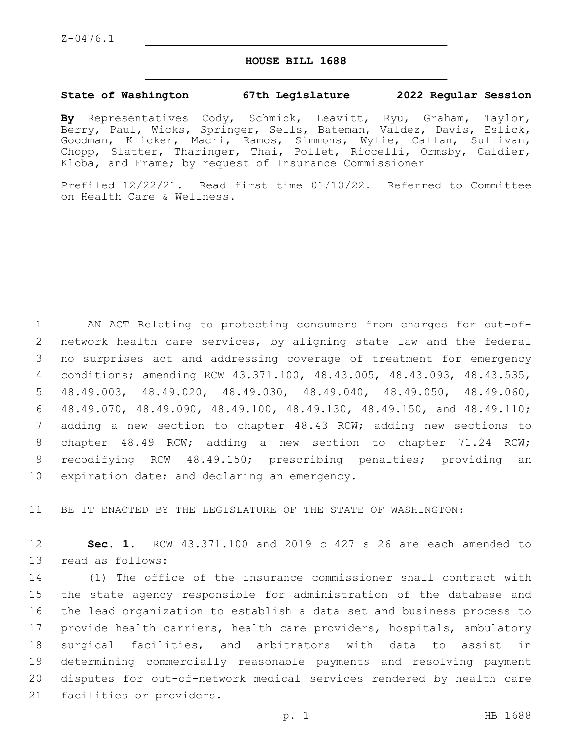Z-0476.1

# HOUSE BILL 1688

**State of Washington 67th Legislature 2022 Regular Session**

**By** Representatives Cody, Schmick, Leavitt, Ryu, Graham, Taylor, Berry, Paul, Wicks, Springer, Sells, Bateman, Valdez, Davis, Eslick, Goodman, Klicker, Macri, Ramos, Simmons, Wylie, Callan, Sullivan, Chopp, Slatter, Tharinger, Thai, Pollet, Riccelli, Ormsby, Caldier, Kloba, and Frame; by request of Insurance Commissioner

Prefiled 12/22/21. Read first time 01/10/22. Referred to Committee on Health Care & Wellness.

AN ACT Relating to protecting consumers from charges for out-of-network health care services, by aligning state law and the federal no surprises act and addressing coverage of treatment for emergency conditions; amending RCW 43.371.100, 48.43.005, 48.43.093, 48.43.535, 48.49.003, 48.49.020, 48.49.030, 48.49.040, 48.49.050, 48.49.060, 48.49.070, 48.49.090, 48.49.100, 48.49.130, 48.49.150, and 48.49.110; adding a new section to chapter 48.43 RCW; adding new sections to chapter 48.49 RCW; adding a new section to chapter 71.24 RCW; recodifying RCW 48.49.150; prescribing penalties; providing an expiration date; and declaring an emergency.

BE IT ENACTED BY THE LEGISLATURE OF THE STATE OF WASHINGTON:

**Sec. 1.** RCW 43.371.100 and 2019 c 427 s 26 are each amended to read as follows:

(1) The office of the insurance commissioner shall contract with the state agency responsible for administration of the database and the lead organization to establish a data set and business process to provide health carriers, health care providers, hospitals, ambulatory surgical facilities, and arbitrators with data to assist in determining commercially reasonable payments and resolving payment disputes for out-of-network medical services rendered by health care facilities or providers.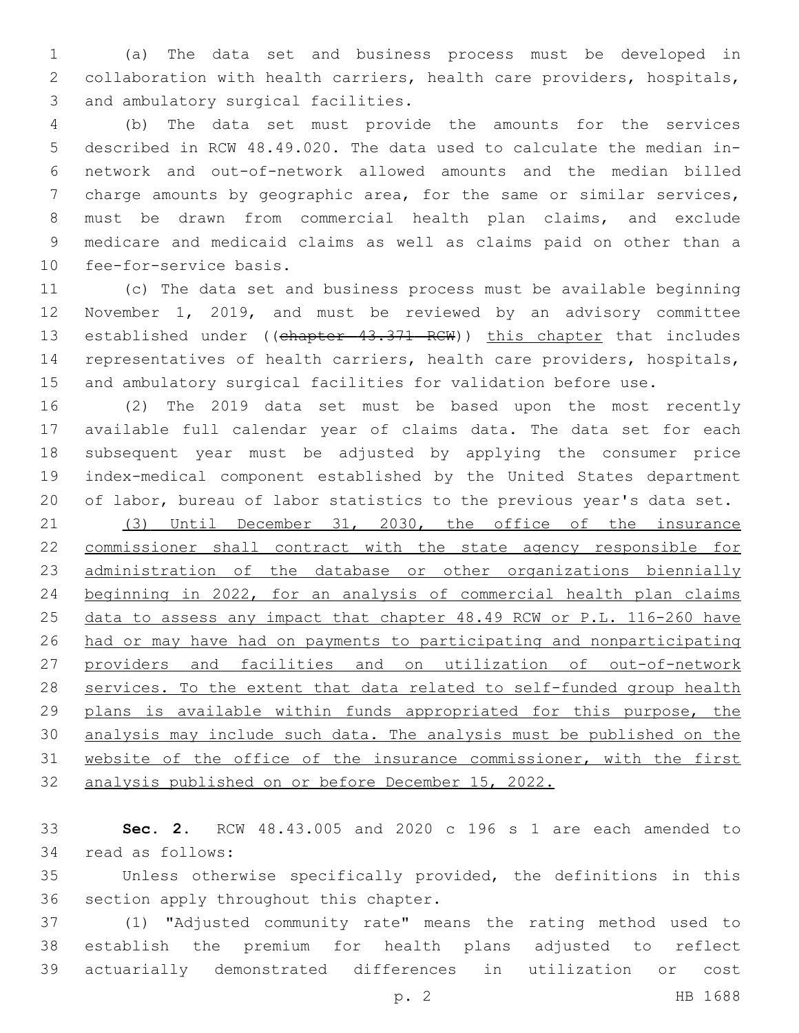(a) The data set and business process must be developed in collaboration with health carriers, health care providers, hospitals, and ambulatory surgical facilities.

(b) The data set must provide the amounts for the services described in RCW 48.49.020. The data used to calculate the median in-network and out-of-network allowed amounts and the median billed charge amounts by geographic area, for the same or similar services, must be drawn from commercial health plan claims, and exclude medicare and medicaid claims as well as claims paid on other than a fee-for-service basis.

(c) The data set and business process must be available beginning November 1, 2019, and must be reviewed by an advisory committee established under ((~~chapter 43.371 RCW~~)) <u>this chapter</u> that includes representatives of health carriers, health care providers, hospitals, and ambulatory surgical facilities for validation before use.

(2) The 2019 data set must be based upon the most recently available full calendar year of claims data. The data set for each subsequent year must be adjusted by applying the consumer price index-medical component established by the United States department of labor, bureau of labor statistics to the previous year's data set.

<u>(3) Until December 31, 2030, the office of the insurance commissioner shall contract with the state agency responsible for administration of the database or other organizations biennially beginning in 2022, for an analysis of commercial health plan claims data to assess any impact that chapter 48.49 RCW or P.L. 116-260 have had or may have had on payments to participating and nonparticipating providers and facilities and on utilization of out-of-network services. To the extent that data related to self-funded group health plans is available within funds appropriated for this purpose, the analysis may include such data. The analysis must be published on the website of the office of the insurance commissioner, with the first analysis published on or before December 15, 2022.</u>

**Sec. 2.** RCW 48.43.005 and 2020 c 196 s 1 are each amended to read as follows:

Unless otherwise specifically provided, the definitions in this section apply throughout this chapter.

(1) "Adjusted community rate" means the rating method used to establish the premium for health plans adjusted to reflect actuarially demonstrated differences in utilization or cost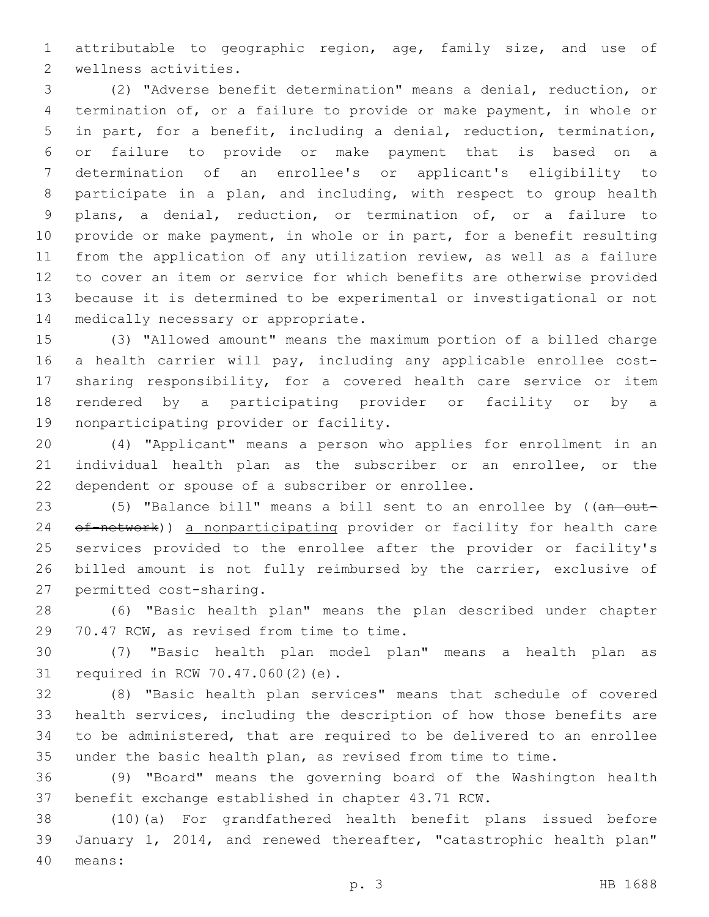attributable to geographic region, age, family size, and use of wellness activities.

(2) "Adverse benefit determination" means a denial, reduction, or termination of, or a failure to provide or make payment, in whole or in part, for a benefit, including a denial, reduction, termination, or failure to provide or make payment that is based on a determination of an enrollee's or applicant's eligibility to participate in a plan, and including, with respect to group health plans, a denial, reduction, or termination of, or a failure to provide or make payment, in whole or in part, for a benefit resulting from the application of any utilization review, as well as a failure to cover an item or service for which benefits are otherwise provided because it is determined to be experimental or investigational or not medically necessary or appropriate.

(3) "Allowed amount" means the maximum portion of a billed charge a health carrier will pay, including any applicable enrollee cost-sharing responsibility, for a covered health care service or item rendered by a participating provider or facility or by a nonparticipating provider or facility.

(4) "Applicant" means a person who applies for enrollment in an individual health plan as the subscriber or an enrollee, or the dependent or spouse of a subscriber or enrollee.

(5) "Balance bill" means a bill sent to an enrollee by ((~~an out-of-network~~)) <u>a nonparticipating</u> provider or facility for health care services provided to the enrollee after the provider or facility's billed amount is not fully reimbursed by the carrier, exclusive of permitted cost-sharing.

(6) "Basic health plan" means the plan described under chapter 70.47 RCW, as revised from time to time.

(7) "Basic health plan model plan" means a health plan as required in RCW 70.47.060(2)(e).

(8) "Basic health plan services" means that schedule of covered health services, including the description of how those benefits are to be administered, that are required to be delivered to an enrollee under the basic health plan, as revised from time to time.

(9) "Board" means the governing board of the Washington health benefit exchange established in chapter 43.71 RCW.

(10)(a) For grandfathered health benefit plans issued before January 1, 2014, and renewed thereafter, "catastrophic health plan" means: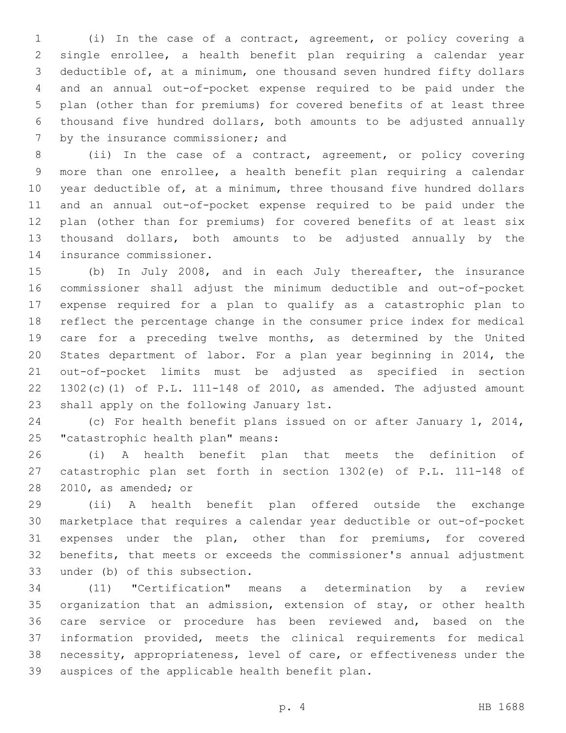(i) In the case of a contract, agreement, or policy covering a single enrollee, a health benefit plan requiring a calendar year deductible of, at a minimum, one thousand seven hundred fifty dollars and an annual out-of-pocket expense required to be paid under the plan (other than for premiums) for covered benefits of at least three thousand five hundred dollars, both amounts to be adjusted annually by the insurance commissioner; and

(ii) In the case of a contract, agreement, or policy covering more than one enrollee, a health benefit plan requiring a calendar year deductible of, at a minimum, three thousand five hundred dollars and an annual out-of-pocket expense required to be paid under the plan (other than for premiums) for covered benefits of at least six thousand dollars, both amounts to be adjusted annually by the insurance commissioner.

(b) In July 2008, and in each July thereafter, the insurance commissioner shall adjust the minimum deductible and out-of-pocket expense required for a plan to qualify as a catastrophic plan to reflect the percentage change in the consumer price index for medical care for a preceding twelve months, as determined by the United States department of labor. For a plan year beginning in 2014, the out-of-pocket limits must be adjusted as specified in section 1302(c)(1) of P.L. 111-148 of 2010, as amended. The adjusted amount shall apply on the following January 1st.

(c) For health benefit plans issued on or after January 1, 2014, "catastrophic health plan" means:

(i) A health benefit plan that meets the definition of catastrophic plan set forth in section 1302(e) of P.L. 111-148 of 2010, as amended; or

(ii) A health benefit plan offered outside the exchange marketplace that requires a calendar year deductible or out-of-pocket expenses under the plan, other than for premiums, for covered benefits, that meets or exceeds the commissioner's annual adjustment under (b) of this subsection.

(11) "Certification" means a determination by a review organization that an admission, extension of stay, or other health care service or procedure has been reviewed and, based on the information provided, meets the clinical requirements for medical necessity, appropriateness, level of care, or effectiveness under the auspices of the applicable health benefit plan.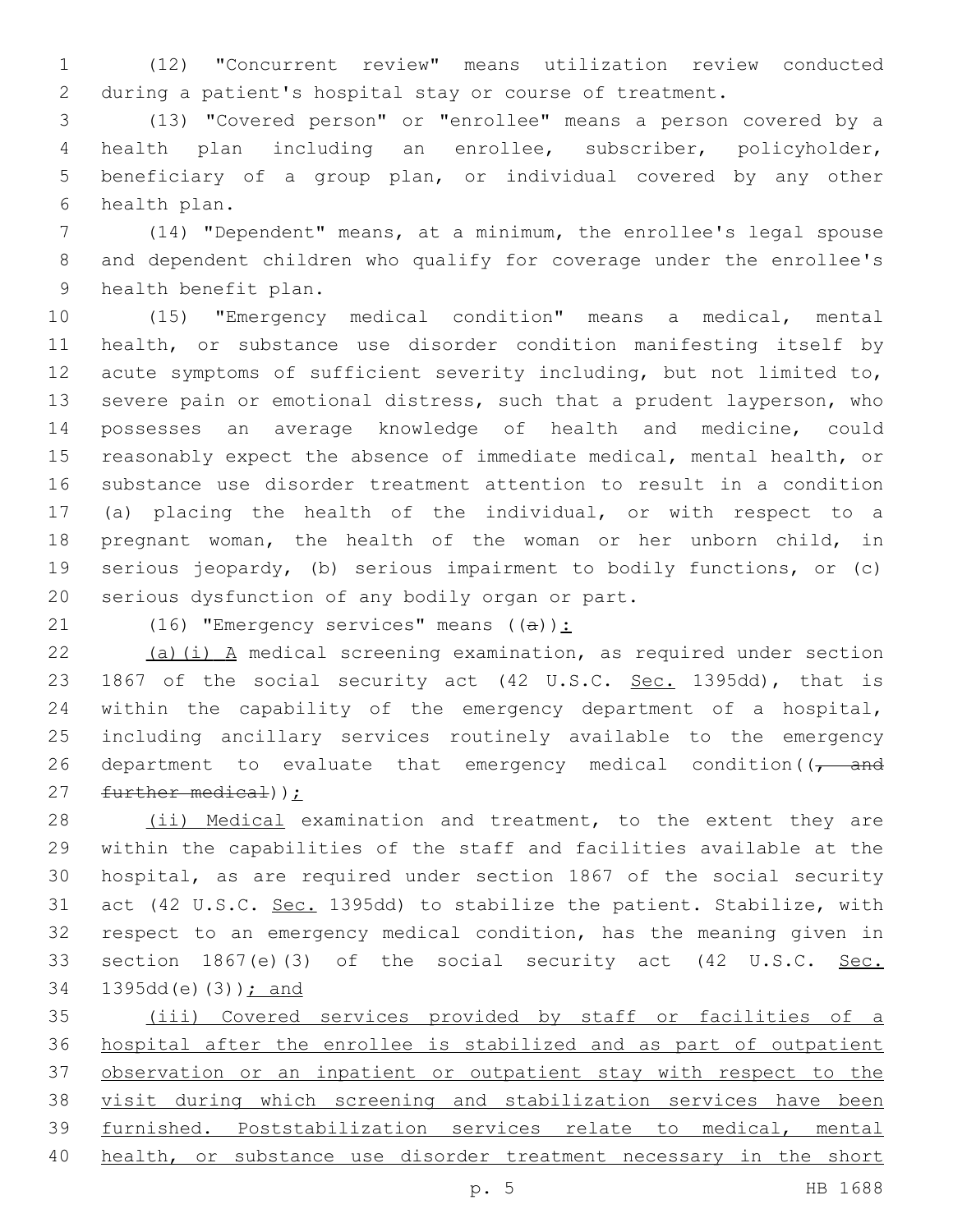(12) "Concurrent review" means utilization review conducted during a patient's hospital stay or course of treatment.

(13) "Covered person" or "enrollee" means a person covered by a health plan including an enrollee, subscriber, policyholder, beneficiary of a group plan, or individual covered by any other health plan.

(14) "Dependent" means, at a minimum, the enrollee's legal spouse and dependent children who qualify for coverage under the enrollee's health benefit plan.

(15) "Emergency medical condition" means a medical, mental health, or substance use disorder condition manifesting itself by acute symptoms of sufficient severity including, but not limited to, severe pain or emotional distress, such that a prudent layperson, who possesses an average knowledge of health and medicine, could reasonably expect the absence of immediate medical, mental health, or substance use disorder treatment attention to result in a condition (a) placing the health of the individual, or with respect to a pregnant woman, the health of the woman or her unborn child, in serious jeopardy, (b) serious impairment to bodily functions, or (c) serious dysfunction of any bodily organ or part.

(16) "Emergency services" means ((~~a~~)):

(a)(i) A medical screening examination, as required under section 1867 of the social security act (42 U.S.C. Sec. 1395dd), that is within the capability of the emergency department of a hospital, including ancillary services routinely available to the emergency department to evaluate that emergency medical condition((~~, and further medical~~));

(ii) Medical examination and treatment, to the extent they are within the capabilities of the staff and facilities available at the hospital, as are required under section 1867 of the social security act (42 U.S.C. Sec. 1395dd) to stabilize the patient. Stabilize, with respect to an emergency medical condition, has the meaning given in section 1867(e)(3) of the social security act (42 U.S.C. Sec. 1395dd(e)(3)); and

(iii) Covered services provided by staff or facilities of a hospital after the enrollee is stabilized and as part of outpatient observation or an inpatient or outpatient stay with respect to the visit during which screening and stabilization services have been furnished. Poststabilization services relate to medical, mental health, or substance use disorder treatment necessary in the short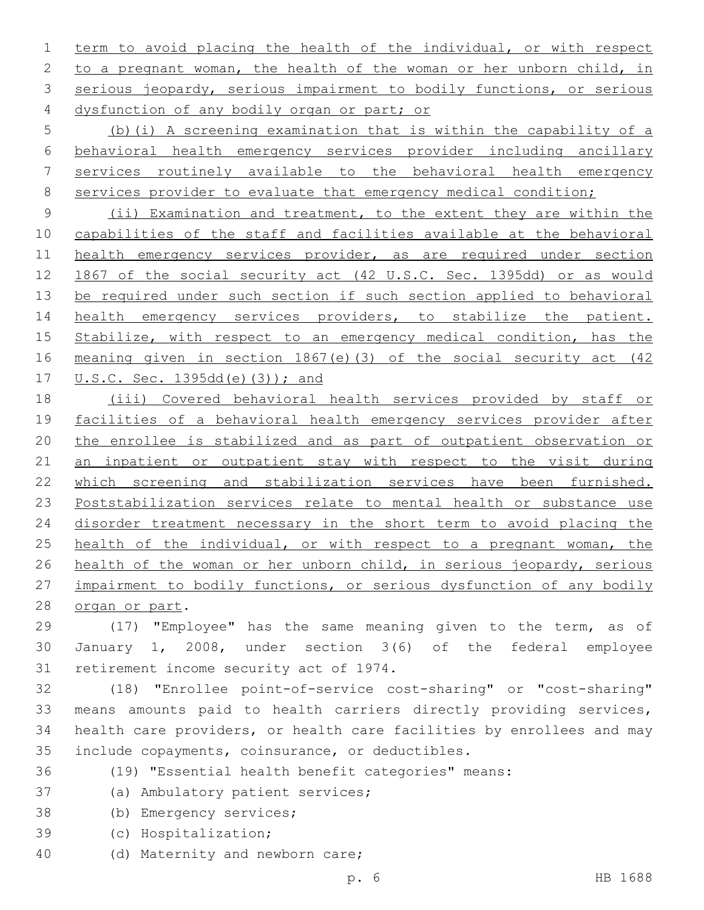term to avoid placing the health of the individual, or with respect to a pregnant woman, the health of the woman or her unborn child, in serious jeopardy, serious impairment to bodily functions, or serious dysfunction of any bodily organ or part; or

(b)(i) A screening examination that is within the capability of a behavioral health emergency services provider including ancillary services routinely available to the behavioral health emergency services provider to evaluate that emergency medical condition;

(ii) Examination and treatment, to the extent they are within the capabilities of the staff and facilities available at the behavioral health emergency services provider, as are required under section 1867 of the social security act (42 U.S.C. Sec. 1395dd) or as would be required under such section if such section applied to behavioral health emergency services providers, to stabilize the patient. Stabilize, with respect to an emergency medical condition, has the meaning given in section 1867(e)(3) of the social security act (42 U.S.C. Sec. 1395dd(e)(3)); and

(iii) Covered behavioral health services provided by staff or facilities of a behavioral health emergency services provider after the enrollee is stabilized and as part of outpatient observation or an inpatient or outpatient stay with respect to the visit during which screening and stabilization services have been furnished. Poststabilization services relate to mental health or substance use disorder treatment necessary in the short term to avoid placing the health of the individual, or with respect to a pregnant woman, the health of the woman or her unborn child, in serious jeopardy, serious impairment to bodily functions, or serious dysfunction of any bodily organ or part.

(17) "Employee" has the same meaning given to the term, as of January 1, 2008, under section 3(6) of the federal employee retirement income security act of 1974.

(18) "Enrollee point-of-service cost-sharing" or "cost-sharing" means amounts paid to health carriers directly providing services, health care providers, or health care facilities by enrollees and may include copayments, coinsurance, or deductibles.

(19) "Essential health benefit categories" means:

(a) Ambulatory patient services;

(b) Emergency services;

(c) Hospitalization;

(d) Maternity and newborn care;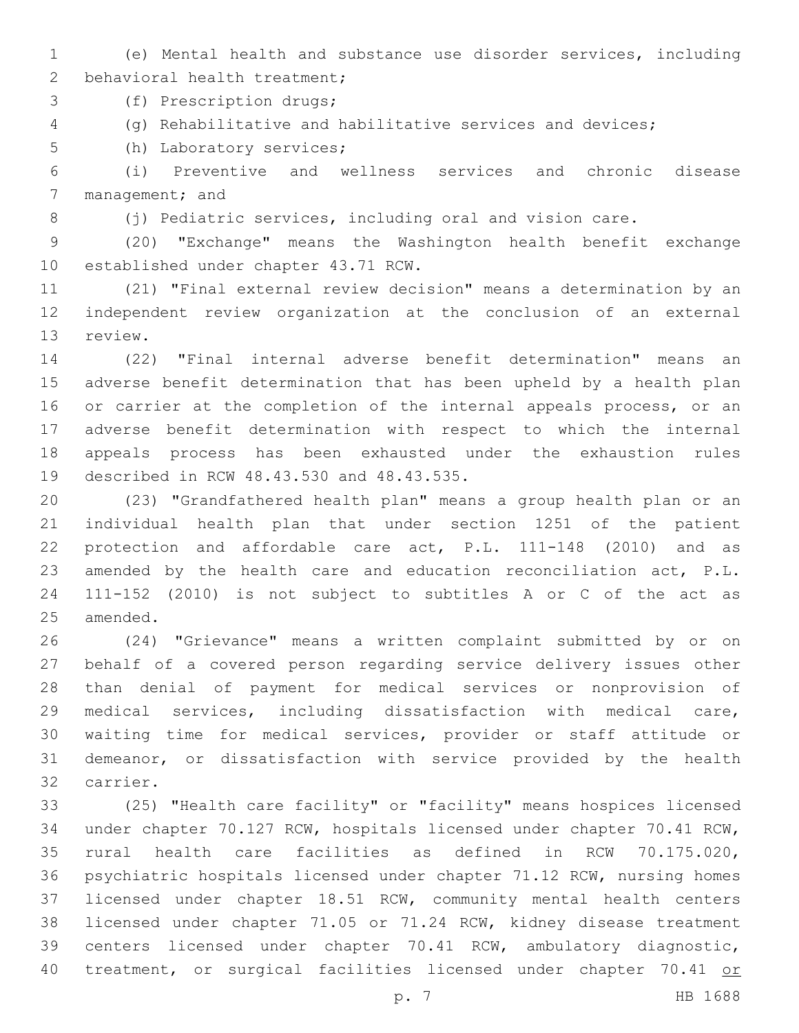(e) Mental health and substance use disorder services, including behavioral health treatment;

(f) Prescription drugs;

(g) Rehabilitative and habilitative services and devices;

(h) Laboratory services;

(i) Preventive and wellness services and chronic disease management; and

(j) Pediatric services, including oral and vision care.

(20) "Exchange" means the Washington health benefit exchange established under chapter 43.71 RCW.

(21) "Final external review decision" means a determination by an independent review organization at the conclusion of an external review.

(22) "Final internal adverse benefit determination" means an adverse benefit determination that has been upheld by a health plan or carrier at the completion of the internal appeals process, or an adverse benefit determination with respect to which the internal appeals process has been exhausted under the exhaustion rules described in RCW 48.43.530 and 48.43.535.

(23) "Grandfathered health plan" means a group health plan or an individual health plan that under section 1251 of the patient protection and affordable care act, P.L. 111-148 (2010) and as amended by the health care and education reconciliation act, P.L. 111-152 (2010) is not subject to subtitles A or C of the act as amended.

(24) "Grievance" means a written complaint submitted by or on behalf of a covered person regarding service delivery issues other than denial of payment for medical services or nonprovision of medical services, including dissatisfaction with medical care, waiting time for medical services, provider or staff attitude or demeanor, or dissatisfaction with service provided by the health carrier.

(25) "Health care facility" or "facility" means hospices licensed under chapter 70.127 RCW, hospitals licensed under chapter 70.41 RCW, rural health care facilities as defined in RCW 70.175.020, psychiatric hospitals licensed under chapter 71.12 RCW, nursing homes licensed under chapter 18.51 RCW, community mental health centers licensed under chapter 71.05 or 71.24 RCW, kidney disease treatment centers licensed under chapter 70.41 RCW, ambulatory diagnostic, treatment, or surgical facilities licensed under chapter 70.41 <u>or</u>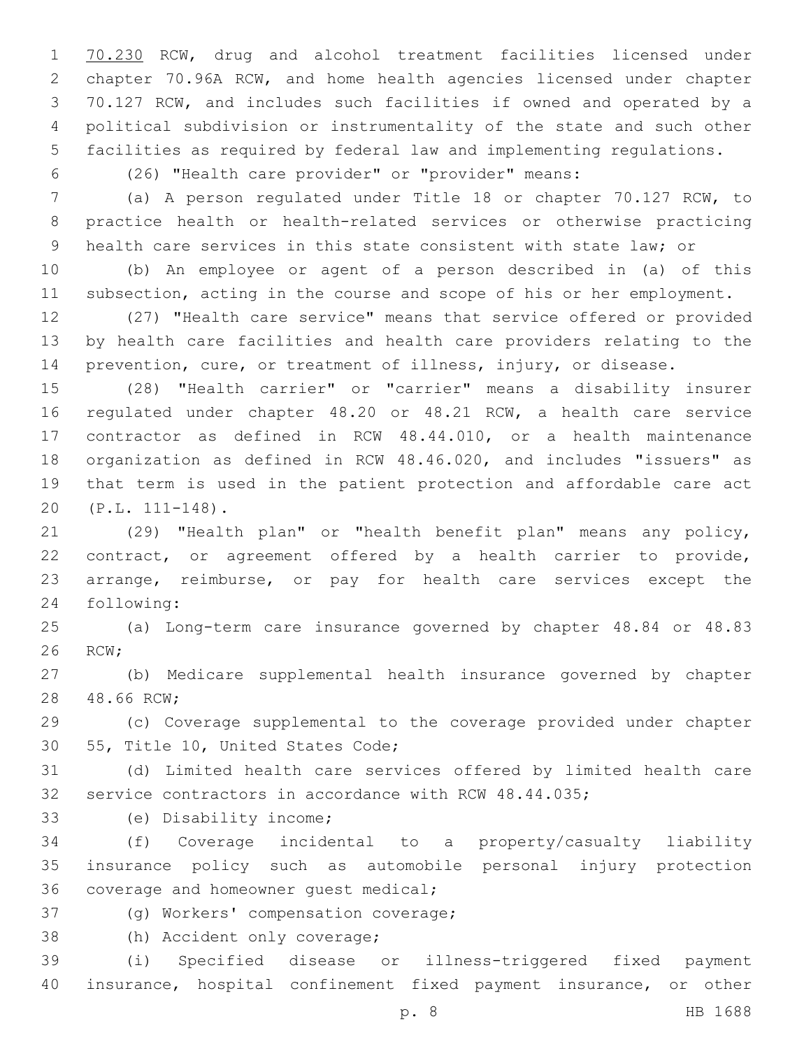70.230 RCW, drug and alcohol treatment facilities licensed under chapter 70.96A RCW, and home health agencies licensed under chapter 70.127 RCW, and includes such facilities if owned and operated by a political subdivision or instrumentality of the state and such other facilities as required by federal law and implementing regulations.

(26) "Health care provider" or "provider" means:

(a) A person regulated under Title 18 or chapter 70.127 RCW, to practice health or health-related services or otherwise practicing health care services in this state consistent with state law; or

(b) An employee or agent of a person described in (a) of this subsection, acting in the course and scope of his or her employment.

(27) "Health care service" means that service offered or provided by health care facilities and health care providers relating to the prevention, cure, or treatment of illness, injury, or disease.

(28) "Health carrier" or "carrier" means a disability insurer regulated under chapter 48.20 or 48.21 RCW, a health care service contractor as defined in RCW 48.44.010, or a health maintenance organization as defined in RCW 48.46.020, and includes "issuers" as that term is used in the patient protection and affordable care act (P.L. 111-148).

(29) "Health plan" or "health benefit plan" means any policy, contract, or agreement offered by a health carrier to provide, arrange, reimburse, or pay for health care services except the following:

(a) Long-term care insurance governed by chapter 48.84 or 48.83 RCW;

(b) Medicare supplemental health insurance governed by chapter 48.66 RCW;

(c) Coverage supplemental to the coverage provided under chapter 55, Title 10, United States Code;

(d) Limited health care services offered by limited health care service contractors in accordance with RCW 48.44.035;

(e) Disability income;

(f) Coverage incidental to a property/casualty liability insurance policy such as automobile personal injury protection coverage and homeowner guest medical;

(g) Workers' compensation coverage;

(h) Accident only coverage;

(i) Specified disease or illness-triggered fixed payment insurance, hospital confinement fixed payment insurance, or other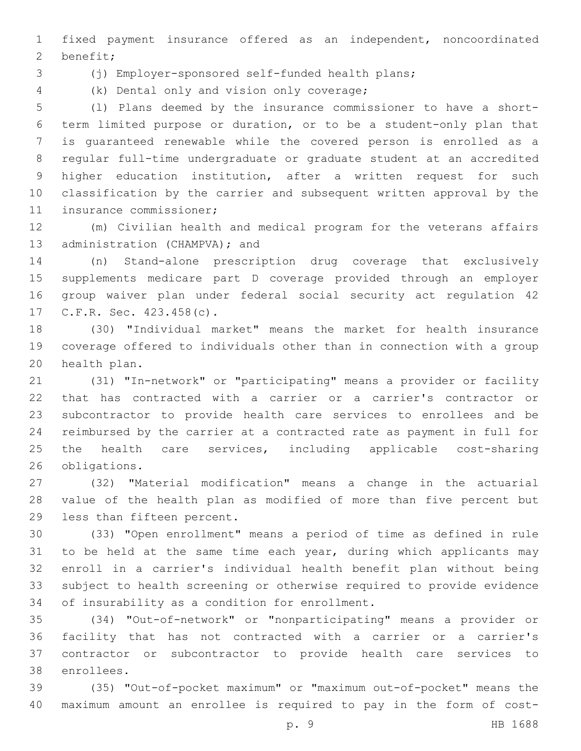fixed payment insurance offered as an independent, noncoordinated benefit;

(j) Employer-sponsored self-funded health plans;

(k) Dental only and vision only coverage;

(l) Plans deemed by the insurance commissioner to have a short-term limited purpose or duration, or to be a student-only plan that is guaranteed renewable while the covered person is enrolled as a regular full-time undergraduate or graduate student at an accredited higher education institution, after a written request for such classification by the carrier and subsequent written approval by the insurance commissioner;

(m) Civilian health and medical program for the veterans affairs administration (CHAMPVA); and

(n) Stand-alone prescription drug coverage that exclusively supplements medicare part D coverage provided through an employer group waiver plan under federal social security act regulation 42 C.F.R. Sec. 423.458(c).

(30) "Individual market" means the market for health insurance coverage offered to individuals other than in connection with a group health plan.

(31) "In-network" or "participating" means a provider or facility that has contracted with a carrier or a carrier's contractor or subcontractor to provide health care services to enrollees and be reimbursed by the carrier at a contracted rate as payment in full for the health care services, including applicable cost-sharing obligations.

(32) "Material modification" means a change in the actuarial value of the health plan as modified of more than five percent but less than fifteen percent.

(33) "Open enrollment" means a period of time as defined in rule to be held at the same time each year, during which applicants may enroll in a carrier's individual health benefit plan without being subject to health screening or otherwise required to provide evidence of insurability as a condition for enrollment.

(34) "Out-of-network" or "nonparticipating" means a provider or facility that has not contracted with a carrier or a carrier's contractor or subcontractor to provide health care services to enrollees.

(35) "Out-of-pocket maximum" or "maximum out-of-pocket" means the maximum amount an enrollee is required to pay in the form of cost-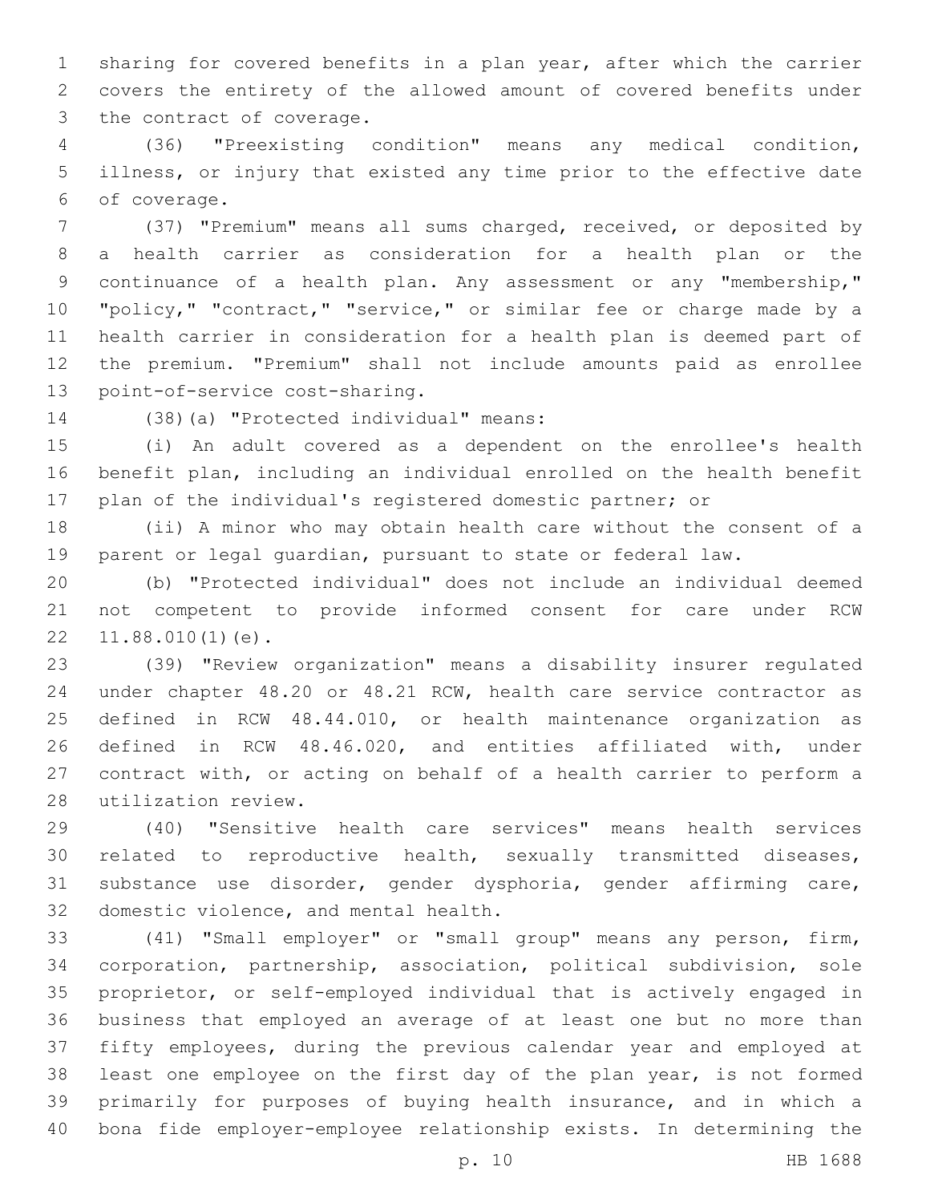sharing for covered benefits in a plan year, after which the carrier covers the entirety of the allowed amount of covered benefits under the contract of coverage.

(36) "Preexisting condition" means any medical condition, illness, or injury that existed any time prior to the effective date of coverage.

(37) "Premium" means all sums charged, received, or deposited by a health carrier as consideration for a health plan or the continuance of a health plan. Any assessment or any "membership," "policy," "contract," "service," or similar fee or charge made by a health carrier in consideration for a health plan is deemed part of the premium. "Premium" shall not include amounts paid as enrollee point-of-service cost-sharing.

(38)(a) "Protected individual" means:

(i) An adult covered as a dependent on the enrollee's health benefit plan, including an individual enrolled on the health benefit plan of the individual's registered domestic partner; or

(ii) A minor who may obtain health care without the consent of a parent or legal guardian, pursuant to state or federal law.

(b) "Protected individual" does not include an individual deemed not competent to provide informed consent for care under RCW 11.88.010(1)(e).

(39) "Review organization" means a disability insurer regulated under chapter 48.20 or 48.21 RCW, health care service contractor as defined in RCW 48.44.010, or health maintenance organization as defined in RCW 48.46.020, and entities affiliated with, under contract with, or acting on behalf of a health carrier to perform a utilization review.

(40) "Sensitive health care services" means health services related to reproductive health, sexually transmitted diseases, substance use disorder, gender dysphoria, gender affirming care, domestic violence, and mental health.

(41) "Small employer" or "small group" means any person, firm, corporation, partnership, association, political subdivision, sole proprietor, or self-employed individual that is actively engaged in business that employed an average of at least one but no more than fifty employees, during the previous calendar year and employed at least one employee on the first day of the plan year, is not formed primarily for purposes of buying health insurance, and in which a bona fide employer-employee relationship exists. In determining the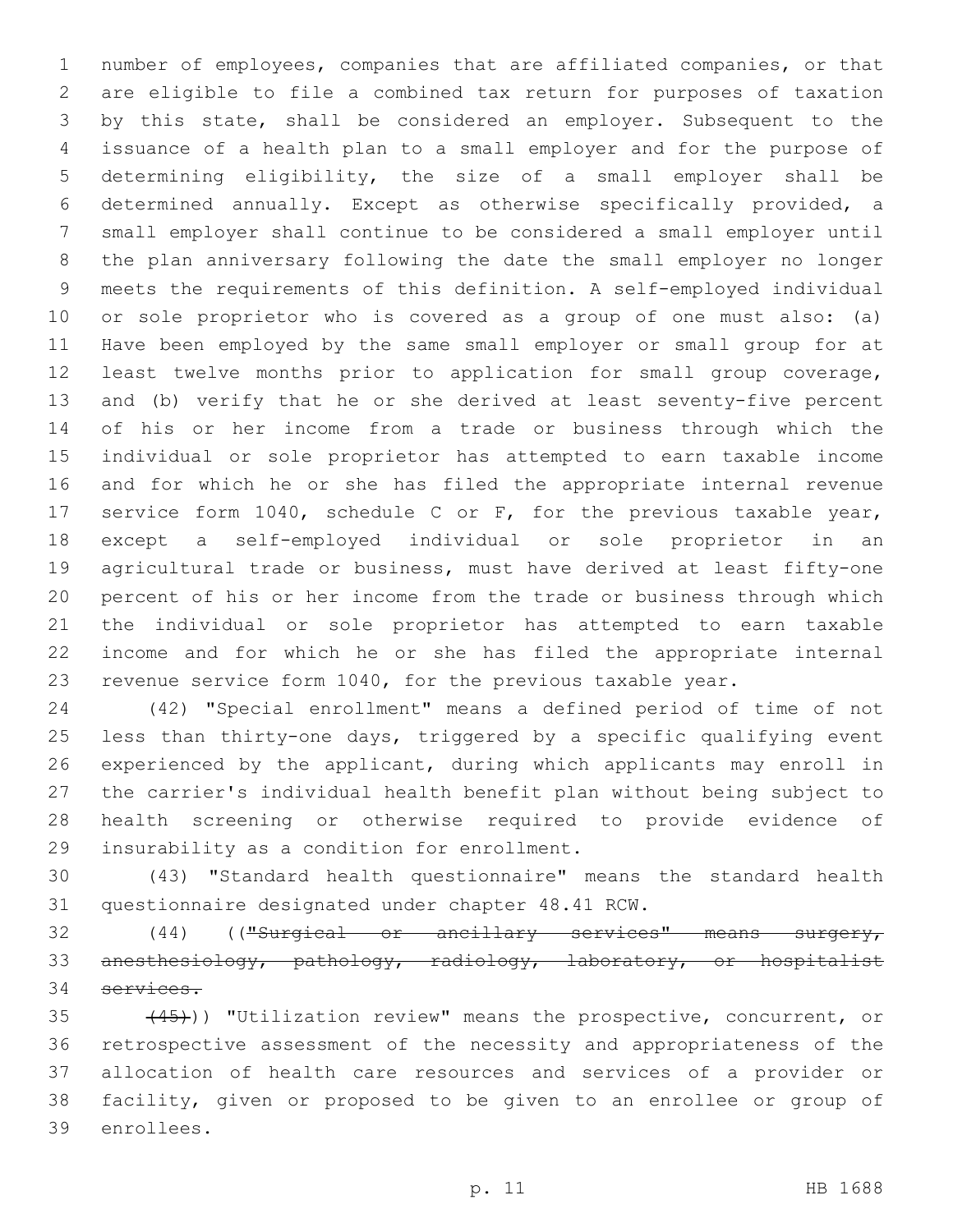number of employees, companies that are affiliated companies, or that are eligible to file a combined tax return for purposes of taxation by this state, shall be considered an employer. Subsequent to the issuance of a health plan to a small employer and for the purpose of determining eligibility, the size of a small employer shall be determined annually. Except as otherwise specifically provided, a small employer shall continue to be considered a small employer until the plan anniversary following the date the small employer no longer meets the requirements of this definition. A self-employed individual or sole proprietor who is covered as a group of one must also: (a) Have been employed by the same small employer or small group for at least twelve months prior to application for small group coverage, and (b) verify that he or she derived at least seventy-five percent of his or her income from a trade or business through which the individual or sole proprietor has attempted to earn taxable income and for which he or she has filed the appropriate internal revenue service form 1040, schedule C or F, for the previous taxable year, except a self-employed individual or sole proprietor in an agricultural trade or business, must have derived at least fifty-one percent of his or her income from the trade or business through which the individual or sole proprietor has attempted to earn taxable income and for which he or she has filed the appropriate internal revenue service form 1040, for the previous taxable year.

(42) "Special enrollment" means a defined period of time of not less than thirty-one days, triggered by a specific qualifying event experienced by the applicant, during which applicants may enroll in the carrier's individual health benefit plan without being subject to health screening or otherwise required to provide evidence of insurability as a condition for enrollment.

(43) "Standard health questionnaire" means the standard health questionnaire designated under chapter 48.41 RCW.

(44) ((~~"Surgical or ancillary services" means surgery, anesthesiology, pathology, radiology, laboratory, or hospitalist services.~~

~~(45)~~)) "Utilization review" means the prospective, concurrent, or retrospective assessment of the necessity and appropriateness of the allocation of health care resources and services of a provider or facility, given or proposed to be given to an enrollee or group of enrollees.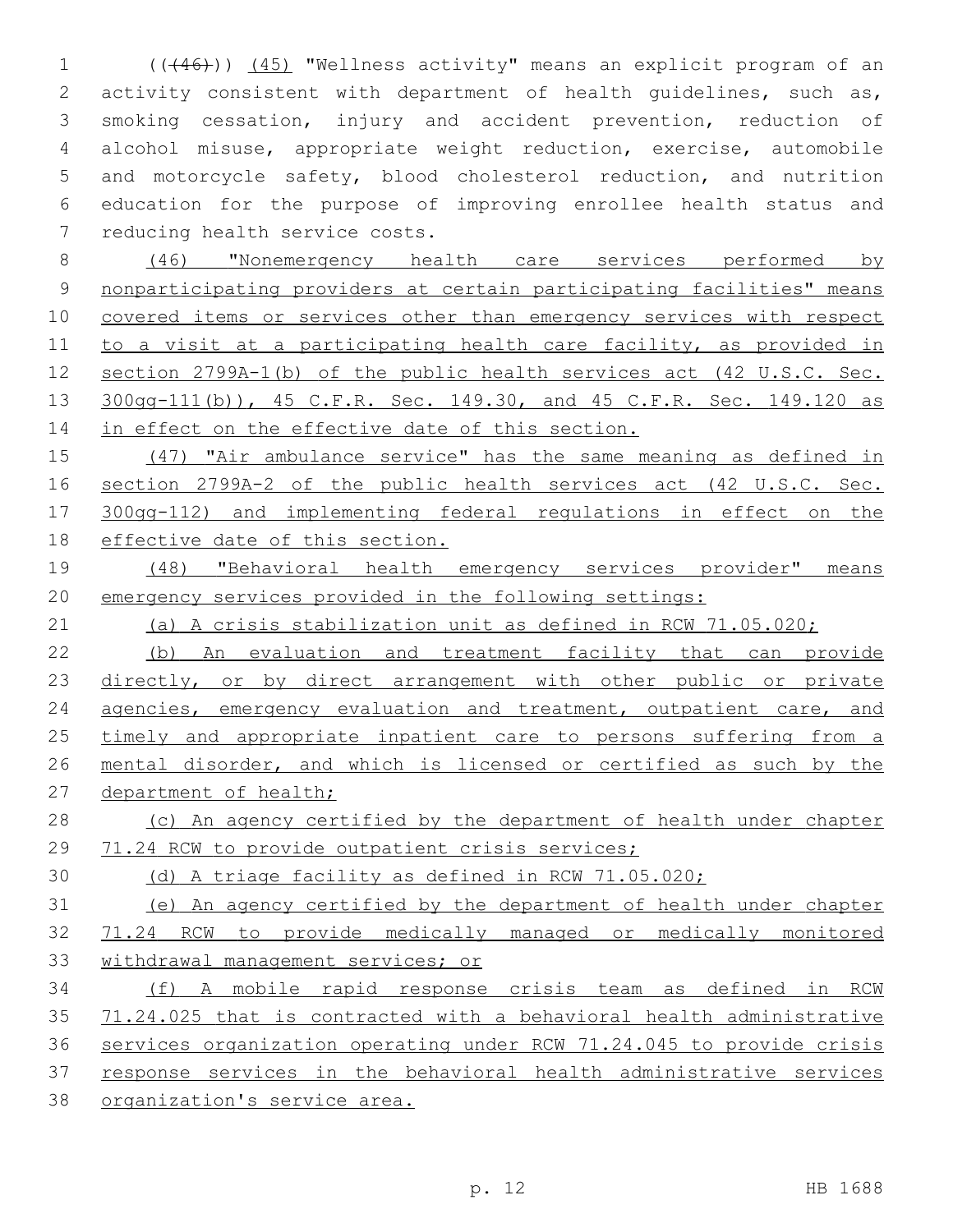(((46))) (45) "Wellness activity" means an explicit program of an activity consistent with department of health guidelines, such as, smoking cessation, injury and accident prevention, reduction of alcohol misuse, appropriate weight reduction, exercise, automobile and motorcycle safety, blood cholesterol reduction, and nutrition education for the purpose of improving enrollee health status and reducing health service costs.

(46) "Nonemergency health care services performed by nonparticipating providers at certain participating facilities" means covered items or services other than emergency services with respect to a visit at a participating health care facility, as provided in section 2799A-1(b) of the public health services act (42 U.S.C. Sec. 300gg-111(b)), 45 C.F.R. Sec. 149.30, and 45 C.F.R. Sec. 149.120 as in effect on the effective date of this section.

(47) "Air ambulance service" has the same meaning as defined in section 2799A-2 of the public health services act (42 U.S.C. Sec. 300gg-112) and implementing federal regulations in effect on the effective date of this section.

(48) "Behavioral health emergency services provider" means emergency services provided in the following settings:

(a) A crisis stabilization unit as defined in RCW 71.05.020;

(b) An evaluation and treatment facility that can provide directly, or by direct arrangement with other public or private agencies, emergency evaluation and treatment, outpatient care, and timely and appropriate inpatient care to persons suffering from a mental disorder, and which is licensed or certified as such by the department of health;

(c) An agency certified by the department of health under chapter 71.24 RCW to provide outpatient crisis services;

(d) A triage facility as defined in RCW 71.05.020;

(e) An agency certified by the department of health under chapter 71.24 RCW to provide medically managed or medically monitored withdrawal management services; or

(f) A mobile rapid response crisis team as defined in RCW 71.24.025 that is contracted with a behavioral health administrative services organization operating under RCW 71.24.045 to provide crisis response services in the behavioral health administrative services organization's service area.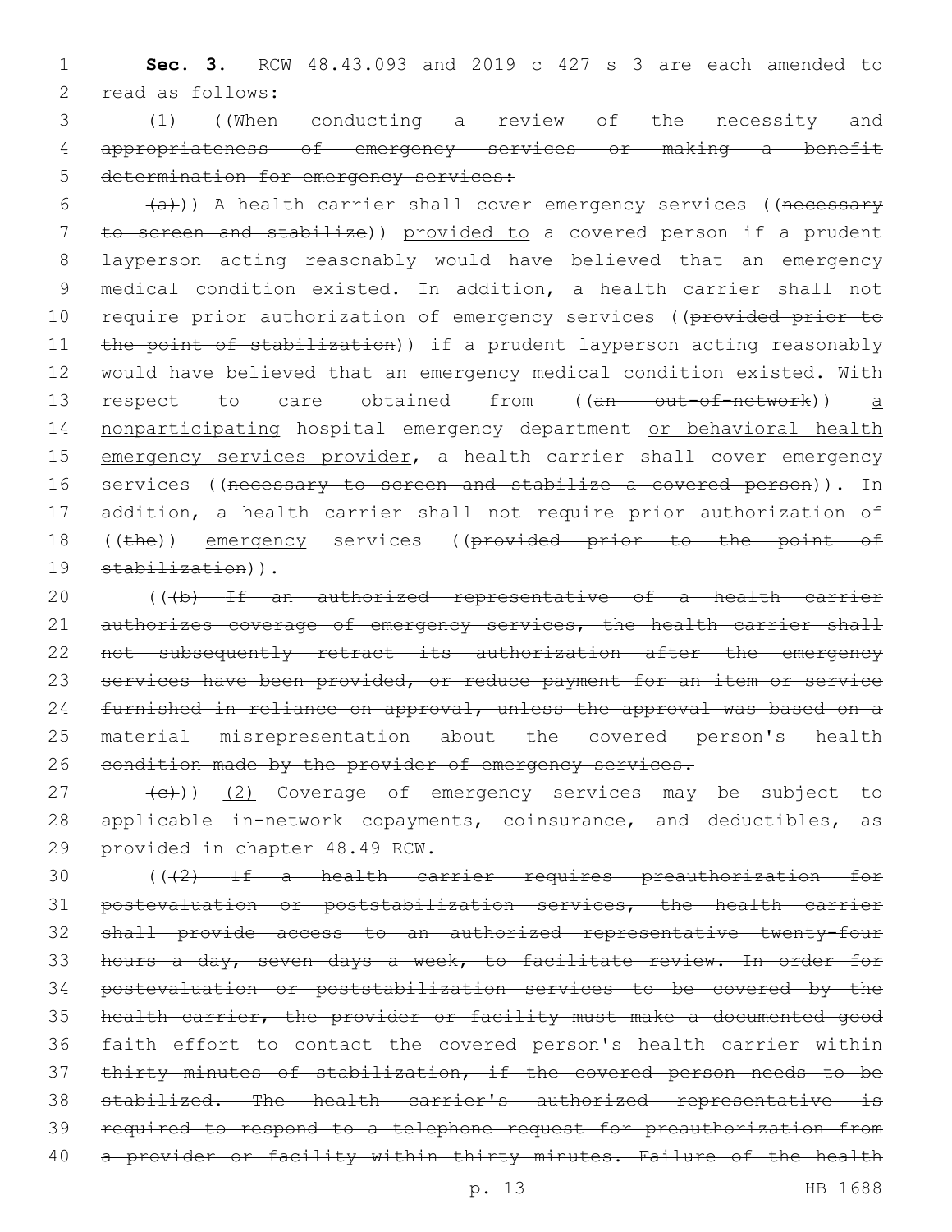**Sec. 3.** RCW 48.43.093 and 2019 c 427 s 3 are each amended to read as follows:

(1) ((~~When conducting a review of the necessity and appropriateness of emergency services or making a benefit determination for emergency services:~~

~~(a)~~)) A health carrier shall cover emergency services ((~~necessary to screen and stabilize~~)) provided to a covered person if a prudent layperson acting reasonably would have believed that an emergency medical condition existed. In addition, a health carrier shall not require prior authorization of emergency services ((~~provided prior to the point of stabilization~~)) if a prudent layperson acting reasonably would have believed that an emergency medical condition existed. With respect to care obtained from ((~~an out-of-network~~)) a nonparticipating hospital emergency department or behavioral health emergency services provider, a health carrier shall cover emergency services ((~~necessary to screen and stabilize a covered person~~)). In addition, a health carrier shall not require prior authorization of ((~~the~~)) emergency services ((~~provided prior to the point of stabilization~~)).

((~~(b) If an authorized representative of a health carrier authorizes coverage of emergency services, the health carrier shall not subsequently retract its authorization after the emergency services have been provided, or reduce payment for an item or service furnished in reliance on approval, unless the approval was based on a material misrepresentation about the covered person's health condition made by the provider of emergency services.~~

~~(c)~~)) (2) Coverage of emergency services may be subject to applicable in-network copayments, coinsurance, and deductibles, as provided in chapter 48.49 RCW.

((~~(2) If a health carrier requires preauthorization for postevaluation or poststabilization services, the health carrier shall provide access to an authorized representative twenty-four hours a day, seven days a week, to facilitate review. In order for postevaluation or poststabilization services to be covered by the health carrier, the provider or facility must make a documented good faith effort to contact the covered person's health carrier within thirty minutes of stabilization, if the covered person needs to be stabilized. The health carrier's authorized representative is required to respond to a telephone request for preauthorization from a provider or facility within thirty minutes. Failure of the health~~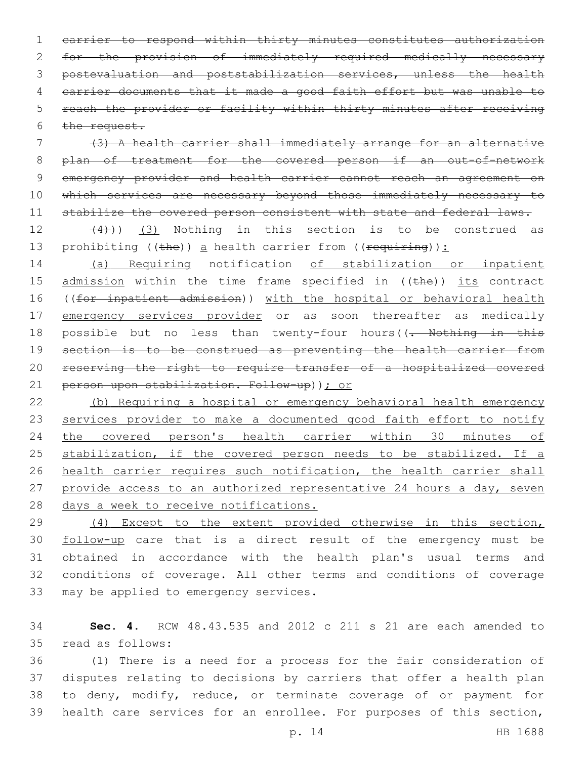~~carrier to respond within thirty minutes constitutes authorization for the provision of immediately required medically necessary postevaluation and poststabilization services, unless the health carrier documents that it made a good faith effort but was unable to reach the provider or facility within thirty minutes after receiving the request.~~

~~(3) A health carrier shall immediately arrange for an alternative plan of treatment for the covered person if an out-of-network emergency provider and health carrier cannot reach an agreement on which services are necessary beyond those immediately necessary to stabilize the covered person consistent with state and federal laws.~~

~~(4)~~)) (3) Nothing in this section is to be construed as prohibiting ((~~the~~)) a health carrier from ((~~requiring~~)):

(a) Requiring notification of stabilization or inpatient admission within the time frame specified in ((~~the~~)) its contract ((~~for inpatient admission~~)) with the hospital or behavioral health emergency services provider or as soon thereafter as medically possible but no less than twenty-four hours((~~. Nothing in this section is to be construed as preventing the health carrier from reserving the right to require transfer of a hospitalized covered person upon stabilization. Follow-up~~)); or

(b) Requiring a hospital or emergency behavioral health emergency services provider to make a documented good faith effort to notify the covered person's health carrier within 30 minutes of stabilization, if the covered person needs to be stabilized. If a health carrier requires such notification, the health carrier shall provide access to an authorized representative 24 hours a day, seven days a week to receive notifications.

(4) Except to the extent provided otherwise in this section, follow-up care that is a direct result of the emergency must be obtained in accordance with the health plan's usual terms and conditions of coverage. All other terms and conditions of coverage may be applied to emergency services.

**Sec. 4.** RCW 48.43.535 and 2012 c 211 s 21 are each amended to read as follows:

(1) There is a need for a process for the fair consideration of disputes relating to decisions by carriers that offer a health plan to deny, modify, reduce, or terminate coverage of or payment for health care services for an enrollee. For purposes of this section,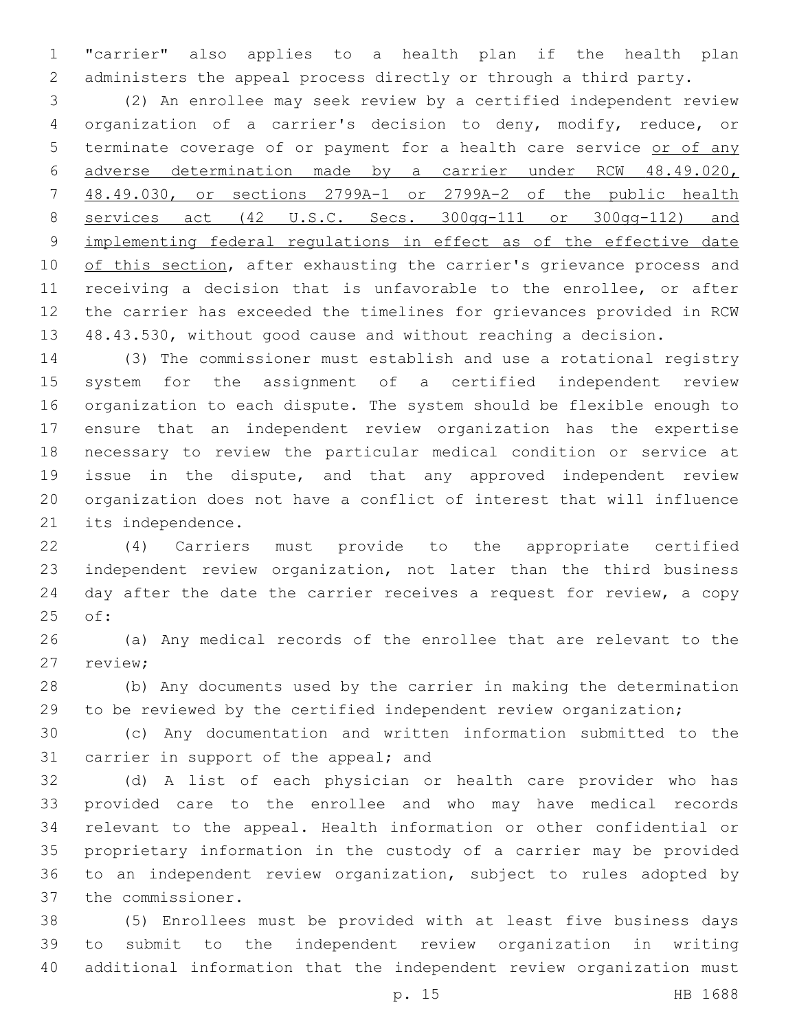"carrier" also applies to a health plan if the health plan administers the appeal process directly or through a third party.

(2) An enrollee may seek review by a certified independent review organization of a carrier's decision to deny, modify, reduce, or terminate coverage of or payment for a health care service <u>or of any adverse determination made by a carrier under RCW 48.49.020, 48.49.030, or sections 2799A-1 or 2799A-2 of the public health services act (42 U.S.C. Secs. 300gg-111 or 300gg-112) and implementing federal regulations in effect as of the effective date of this section</u>, after exhausting the carrier's grievance process and receiving a decision that is unfavorable to the enrollee, or after the carrier has exceeded the timelines for grievances provided in RCW 48.43.530, without good cause and without reaching a decision.

(3) The commissioner must establish and use a rotational registry system for the assignment of a certified independent review organization to each dispute. The system should be flexible enough to ensure that an independent review organization has the expertise necessary to review the particular medical condition or service at issue in the dispute, and that any approved independent review organization does not have a conflict of interest that will influence its independence.

(4) Carriers must provide to the appropriate certified independent review organization, not later than the third business day after the date the carrier receives a request for review, a copy of:

(a) Any medical records of the enrollee that are relevant to the review;

(b) Any documents used by the carrier in making the determination to be reviewed by the certified independent review organization;

(c) Any documentation and written information submitted to the carrier in support of the appeal; and

(d) A list of each physician or health care provider who has provided care to the enrollee and who may have medical records relevant to the appeal. Health information or other confidential or proprietary information in the custody of a carrier may be provided to an independent review organization, subject to rules adopted by the commissioner.

(5) Enrollees must be provided with at least five business days to submit to the independent review organization in writing additional information that the independent review organization must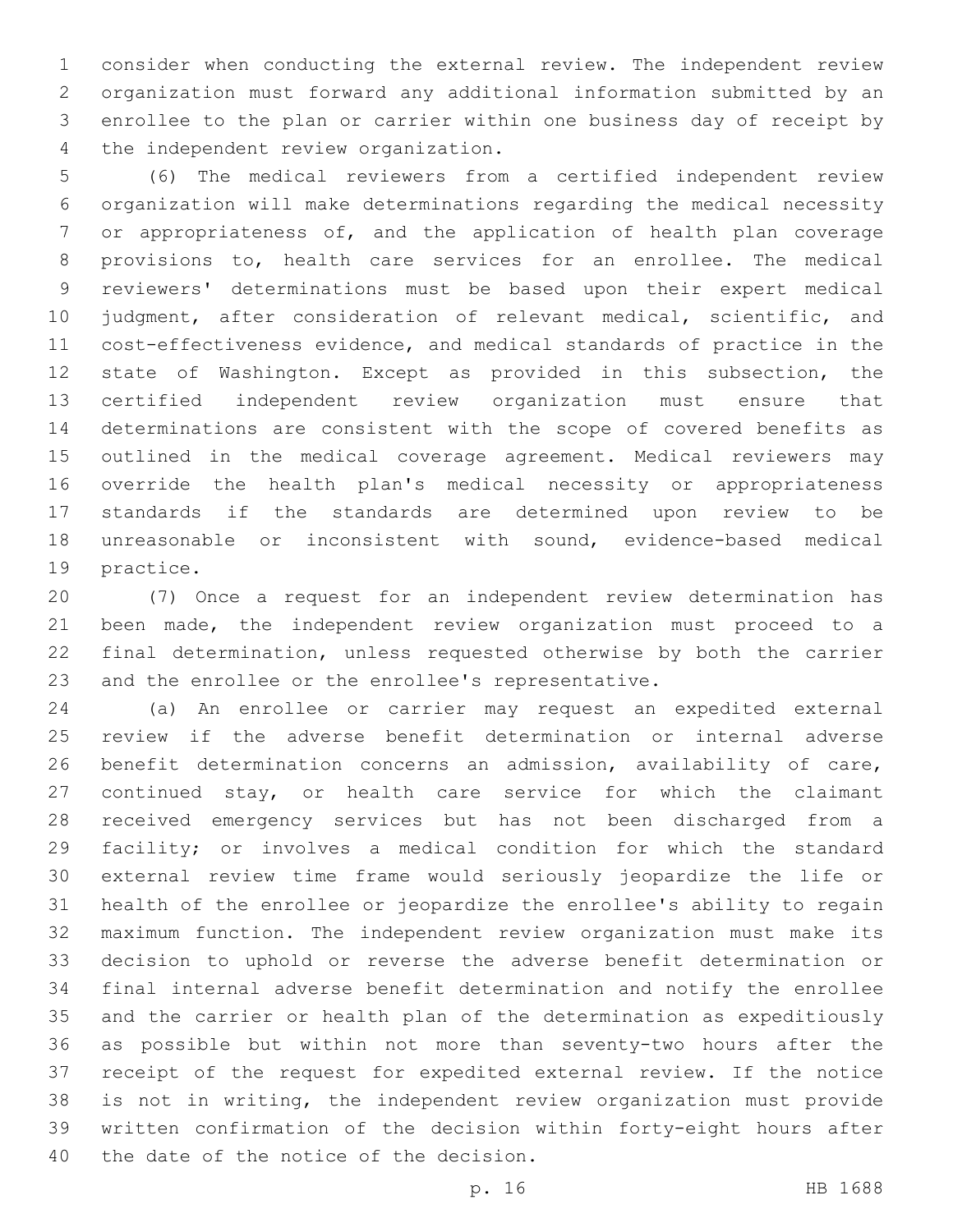consider when conducting the external review. The independent review organization must forward any additional information submitted by an enrollee to the plan or carrier within one business day of receipt by the independent review organization.

(6) The medical reviewers from a certified independent review organization will make determinations regarding the medical necessity or appropriateness of, and the application of health plan coverage provisions to, health care services for an enrollee. The medical reviewers' determinations must be based upon their expert medical judgment, after consideration of relevant medical, scientific, and cost-effectiveness evidence, and medical standards of practice in the state of Washington. Except as provided in this subsection, the certified independent review organization must ensure that determinations are consistent with the scope of covered benefits as outlined in the medical coverage agreement. Medical reviewers may override the health plan's medical necessity or appropriateness standards if the standards are determined upon review to be unreasonable or inconsistent with sound, evidence-based medical practice.

(7) Once a request for an independent review determination has been made, the independent review organization must proceed to a final determination, unless requested otherwise by both the carrier and the enrollee or the enrollee's representative.

(a) An enrollee or carrier may request an expedited external review if the adverse benefit determination or internal adverse benefit determination concerns an admission, availability of care, continued stay, or health care service for which the claimant received emergency services but has not been discharged from a facility; or involves a medical condition for which the standard external review time frame would seriously jeopardize the life or health of the enrollee or jeopardize the enrollee's ability to regain maximum function. The independent review organization must make its decision to uphold or reverse the adverse benefit determination or final internal adverse benefit determination and notify the enrollee and the carrier or health plan of the determination as expeditiously as possible but within not more than seventy-two hours after the receipt of the request for expedited external review. If the notice is not in writing, the independent review organization must provide written confirmation of the decision within forty-eight hours after the date of the notice of the decision.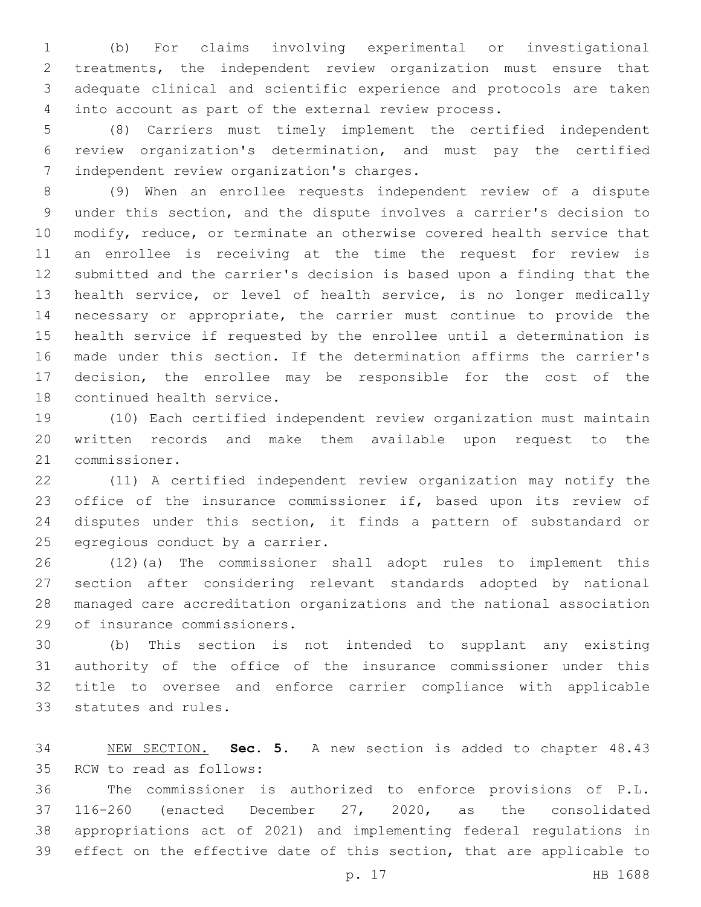(b) For claims involving experimental or investigational treatments, the independent review organization must ensure that adequate clinical and scientific experience and protocols are taken into account as part of the external review process.

(8) Carriers must timely implement the certified independent review organization's determination, and must pay the certified independent review organization's charges.

(9) When an enrollee requests independent review of a dispute under this section, and the dispute involves a carrier's decision to modify, reduce, or terminate an otherwise covered health service that an enrollee is receiving at the time the request for review is submitted and the carrier's decision is based upon a finding that the health service, or level of health service, is no longer medically necessary or appropriate, the carrier must continue to provide the health service if requested by the enrollee until a determination is made under this section. If the determination affirms the carrier's decision, the enrollee may be responsible for the cost of the continued health service.

(10) Each certified independent review organization must maintain written records and make them available upon request to the commissioner.

(11) A certified independent review organization may notify the office of the insurance commissioner if, based upon its review of disputes under this section, it finds a pattern of substandard or egregious conduct by a carrier.

(12)(a) The commissioner shall adopt rules to implement this section after considering relevant standards adopted by national managed care accreditation organizations and the national association of insurance commissioners.

(b) This section is not intended to supplant any existing authority of the office of the insurance commissioner under this title to oversee and enforce carrier compliance with applicable statutes and rules.

NEW SECTION. **Sec. 5.** A new section is added to chapter 48.43 RCW to read as follows:

The commissioner is authorized to enforce provisions of P.L. 116-260 (enacted December 27, 2020, as the consolidated appropriations act of 2021) and implementing federal regulations in effect on the effective date of this section, that are applicable to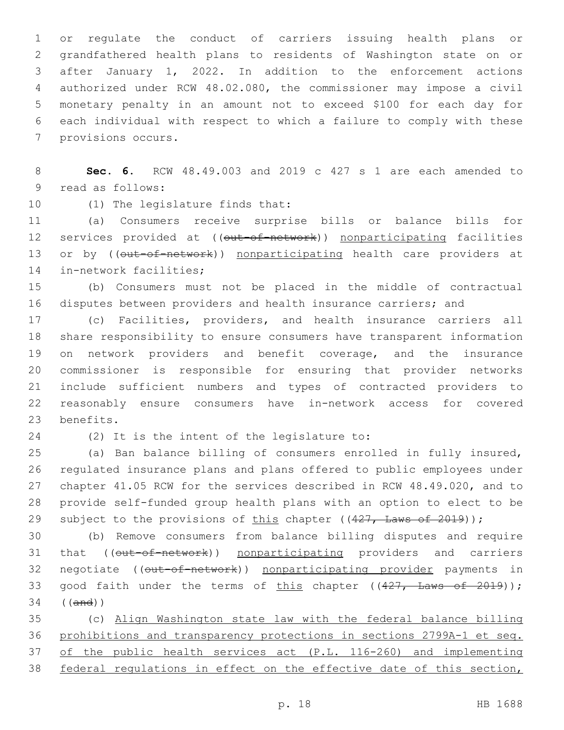or regulate the conduct of carriers issuing health plans or grandfathered health plans to residents of Washington state on or after January 1, 2022. In addition to the enforcement actions authorized under RCW 48.02.080, the commissioner may impose a civil monetary penalty in an amount not to exceed $100 for each day for each individual with respect to which a failure to comply with these provisions occurs.

**Sec. 6.** RCW 48.49.003 and 2019 c 427 s 1 are each amended to read as follows:

(1) The legislature finds that:

(a) Consumers receive surprise bills or balance bills for services provided at ((~~out-of-network~~)) nonparticipating facilities or by ((~~out-of-network~~)) nonparticipating health care providers at in-network facilities;

(b) Consumers must not be placed in the middle of contractual disputes between providers and health insurance carriers; and

(c) Facilities, providers, and health insurance carriers all share responsibility to ensure consumers have transparent information on network providers and benefit coverage, and the insurance commissioner is responsible for ensuring that provider networks include sufficient numbers and types of contracted providers to reasonably ensure consumers have in-network access for covered benefits.

(2) It is the intent of the legislature to:

(a) Ban balance billing of consumers enrolled in fully insured, regulated insurance plans and plans offered to public employees under chapter 41.05 RCW for the services described in RCW 48.49.020, and to provide self-funded group health plans with an option to elect to be subject to the provisions of this chapter ((~~427, Laws of 2019~~));

(b) Remove consumers from balance billing disputes and require that ((~~out-of-network~~)) nonparticipating providers and carriers negotiate ((~~out-of-network~~)) nonparticipating provider payments in good faith under the terms of this chapter ((~~427, Laws of 2019~~)); ((~~and~~))

(c) Align Washington state law with the federal balance billing prohibitions and transparency protections in sections 2799A-1 et seq. of the public health services act (P.L. 116-260) and implementing federal regulations in effect on the effective date of this section,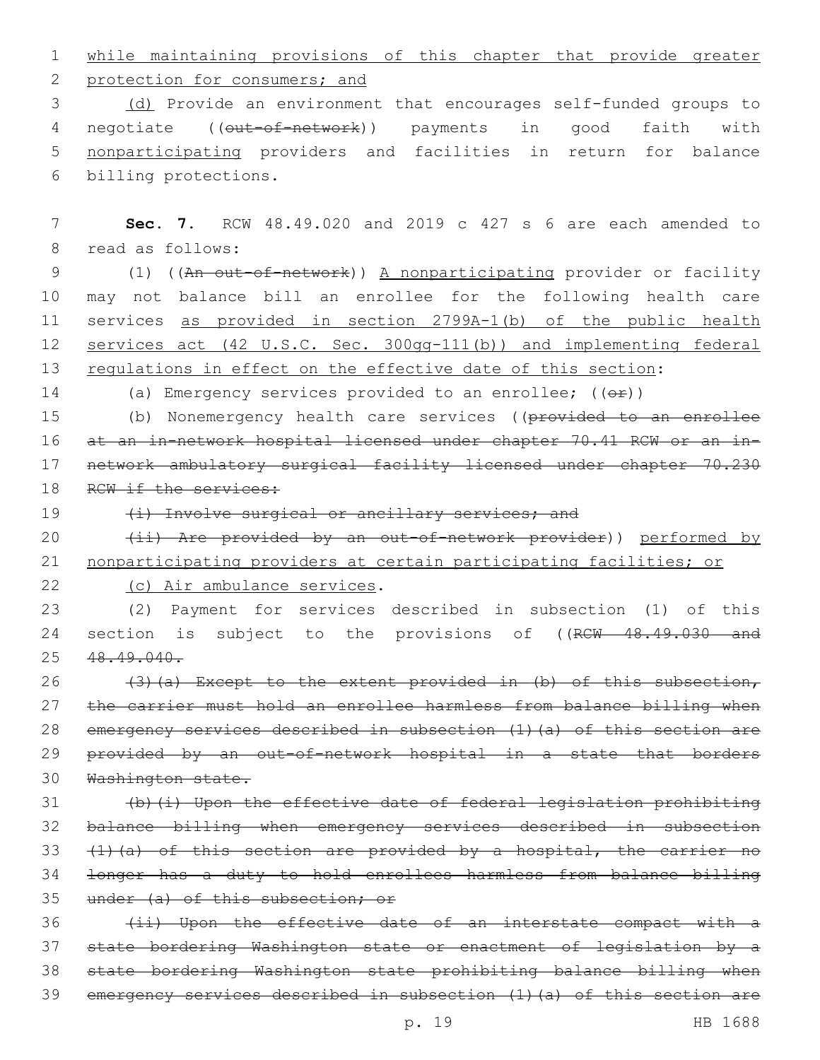while maintaining provisions of this chapter that provide greater protection for consumers; and

(d) Provide an environment that encourages self-funded groups to negotiate ((~~out-of-network~~)) payments in good faith with nonparticipating providers and facilities in return for balance billing protections.

**Sec. 7.** RCW 48.49.020 and 2019 c 427 s 6 are each amended to read as follows:

(1) ((~~An out-of-network~~)) A nonparticipating provider or facility may not balance bill an enrollee for the following health care services as provided in section 2799A-1(b) of the public health services act (42 U.S.C. Sec. 300gg-111(b)) and implementing federal regulations in effect on the effective date of this section:

(a) Emergency services provided to an enrollee; ((~~or~~))

(b) Nonemergency health care services ((~~provided to an enrollee at an in-network hospital licensed under chapter 70.41 RCW or an in-network ambulatory surgical facility licensed under chapter 70.230 RCW if the services:~~

~~(i) Involve surgical or ancillary services; and~~

~~(ii) Are provided by an out-of-network provider~~)) performed by nonparticipating providers at certain participating facilities; or

(c) Air ambulance services.

(2) Payment for services described in subsection (1) of this section is subject to the provisions of ((~~RCW 48.49.030 and 48.49.040.~~

~~(3)(a) Except to the extent provided in (b) of this subsection, the carrier must hold an enrollee harmless from balance billing when emergency services described in subsection (1)(a) of this section are provided by an out-of-network hospital in a state that borders Washington state.~~

~~(b)(i) Upon the effective date of federal legislation prohibiting balance billing when emergency services described in subsection (1)(a) of this section are provided by a hospital, the carrier no longer has a duty to hold enrollees harmless from balance billing under (a) of this subsection; or~~

~~(ii) Upon the effective date of an interstate compact with a state bordering Washington state or enactment of legislation by a state bordering Washington state prohibiting balance billing when emergency services described in subsection (1)(a) of this section are~~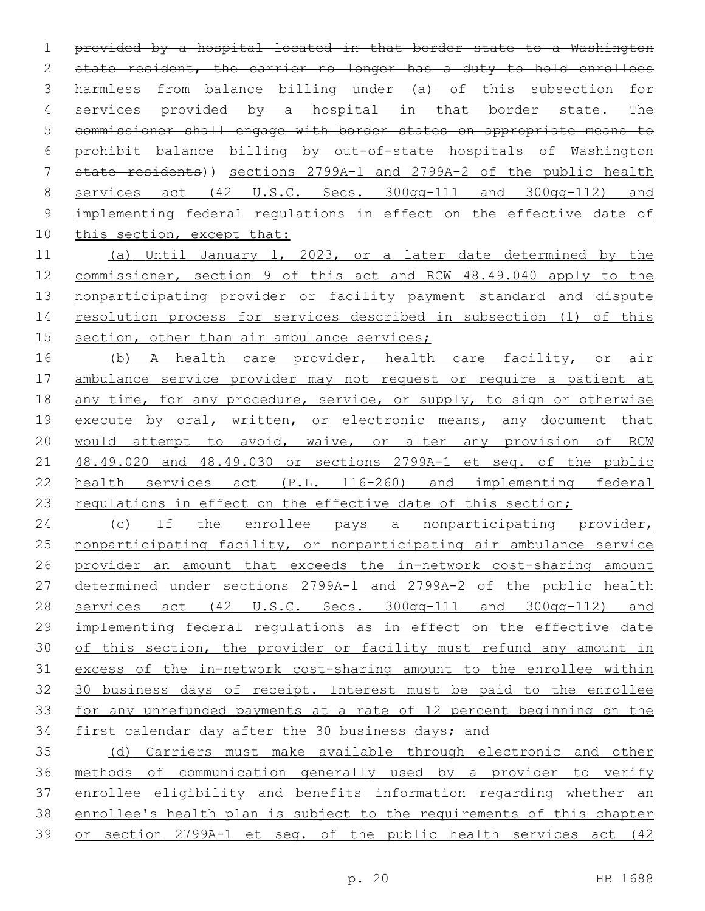~~provided by a hospital located in that border state to a Washington state resident, the carrier no longer has a duty to hold enrollees harmless from balance billing under (a) of this subsection for services provided by a hospital in that border state. The commissioner shall engage with border states on appropriate means to prohibit balance billing by out-of-state hospitals of Washington state residents~~)) <u>sections 2799A-1 and 2799A-2 of the public health services act (42 U.S.C. Secs. 300gg-111 and 300gg-112) and implementing federal regulations in effect on the effective date of this section, except that:</u>

<u>(a) Until January 1, 2023, or a later date determined by the commissioner, section 9 of this act and RCW 48.49.040 apply to the nonparticipating provider or facility payment standard and dispute resolution process for services described in subsection (1) of this section, other than air ambulance services;</u>

<u>(b) A health care provider, health care facility, or air ambulance service provider may not request or require a patient at any time, for any procedure, service, or supply, to sign or otherwise execute by oral, written, or electronic means, any document that would attempt to avoid, waive, or alter any provision of RCW 48.49.020 and 48.49.030 or sections 2799A-1 et seq. of the public health services act (P.L. 116-260) and implementing federal regulations in effect on the effective date of this section;</u>

<u>(c) If the enrollee pays a nonparticipating provider, nonparticipating facility, or nonparticipating air ambulance service provider an amount that exceeds the in-network cost-sharing amount determined under sections 2799A-1 and 2799A-2 of the public health services act (42 U.S.C. Secs. 300gg-111 and 300gg-112) and implementing federal regulations as in effect on the effective date of this section, the provider or facility must refund any amount in excess of the in-network cost-sharing amount to the enrollee within 30 business days of receipt. Interest must be paid to the enrollee for any unrefunded payments at a rate of 12 percent beginning on the first calendar day after the 30 business days; and</u>

<u>(d) Carriers must make available through electronic and other methods of communication generally used by a provider to verify enrollee eligibility and benefits information regarding whether an enrollee's health plan is subject to the requirements of this chapter or section 2799A-1 et seq. of the public health services act (42</u>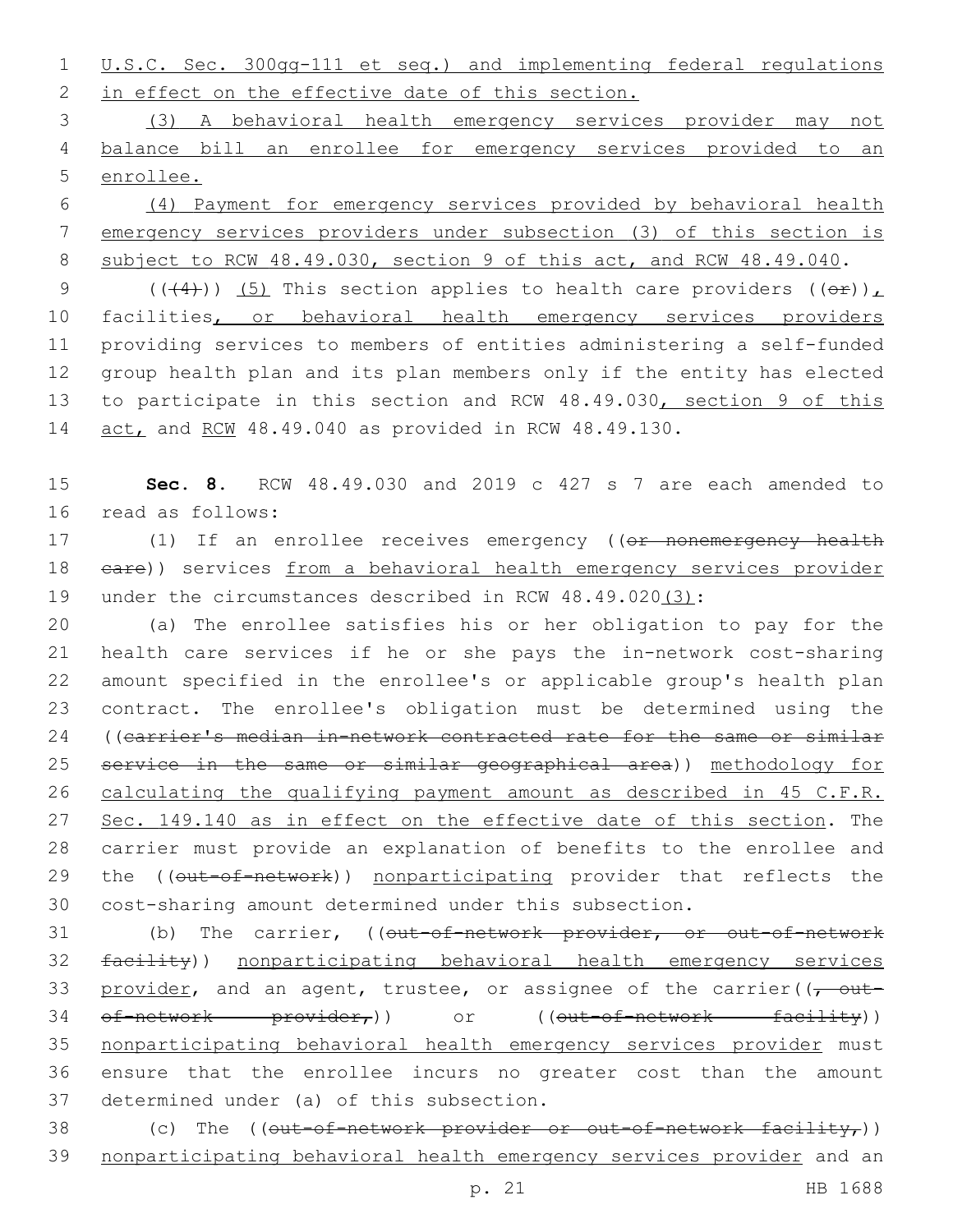U.S.C. Sec. 300gg-111 et seq.) and implementing federal regulations in effect on the effective date of this section.

(3) A behavioral health emergency services provider may not balance bill an enrollee for emergency services provided to an enrollee.

(4) Payment for emergency services provided by behavioral health emergency services providers under subsection (3) of this section is subject to RCW 48.49.030, section 9 of this act, and RCW 48.49.040.

(((4))) (5) This section applies to health care providers ((or)), facilities, or behavioral health emergency services providers providing services to members of entities administering a self-funded group health plan and its plan members only if the entity has elected to participate in this section and RCW 48.49.030, section 9 of this act, and RCW 48.49.040 as provided in RCW 48.49.130.

**Sec. 8.** RCW 48.49.030 and 2019 c 427 s 7 are each amended to read as follows:

(1) If an enrollee receives emergency ((or nonemergency health care)) services from a behavioral health emergency services provider under the circumstances described in RCW 48.49.020(3):

(a) The enrollee satisfies his or her obligation to pay for the health care services if he or she pays the in-network cost-sharing amount specified in the enrollee's or applicable group's health plan contract. The enrollee's obligation must be determined using the ((carrier's median in-network contracted rate for the same or similar service in the same or similar geographical area)) methodology for calculating the qualifying payment amount as described in 45 C.F.R. Sec. 149.140 as in effect on the effective date of this section. The carrier must provide an explanation of benefits to the enrollee and the ((out-of-network)) nonparticipating provider that reflects the cost-sharing amount determined under this subsection.

(b) The carrier, ((out-of-network provider, or out-of-network facility)) nonparticipating behavioral health emergency services provider, and an agent, trustee, or assignee of the carrier((, out-of-network provider,)) or ((out-of-network facility)) nonparticipating behavioral health emergency services provider must ensure that the enrollee incurs no greater cost than the amount determined under (a) of this subsection.

(c) The ((out-of-network provider or out-of-network facility,)) nonparticipating behavioral health emergency services provider and an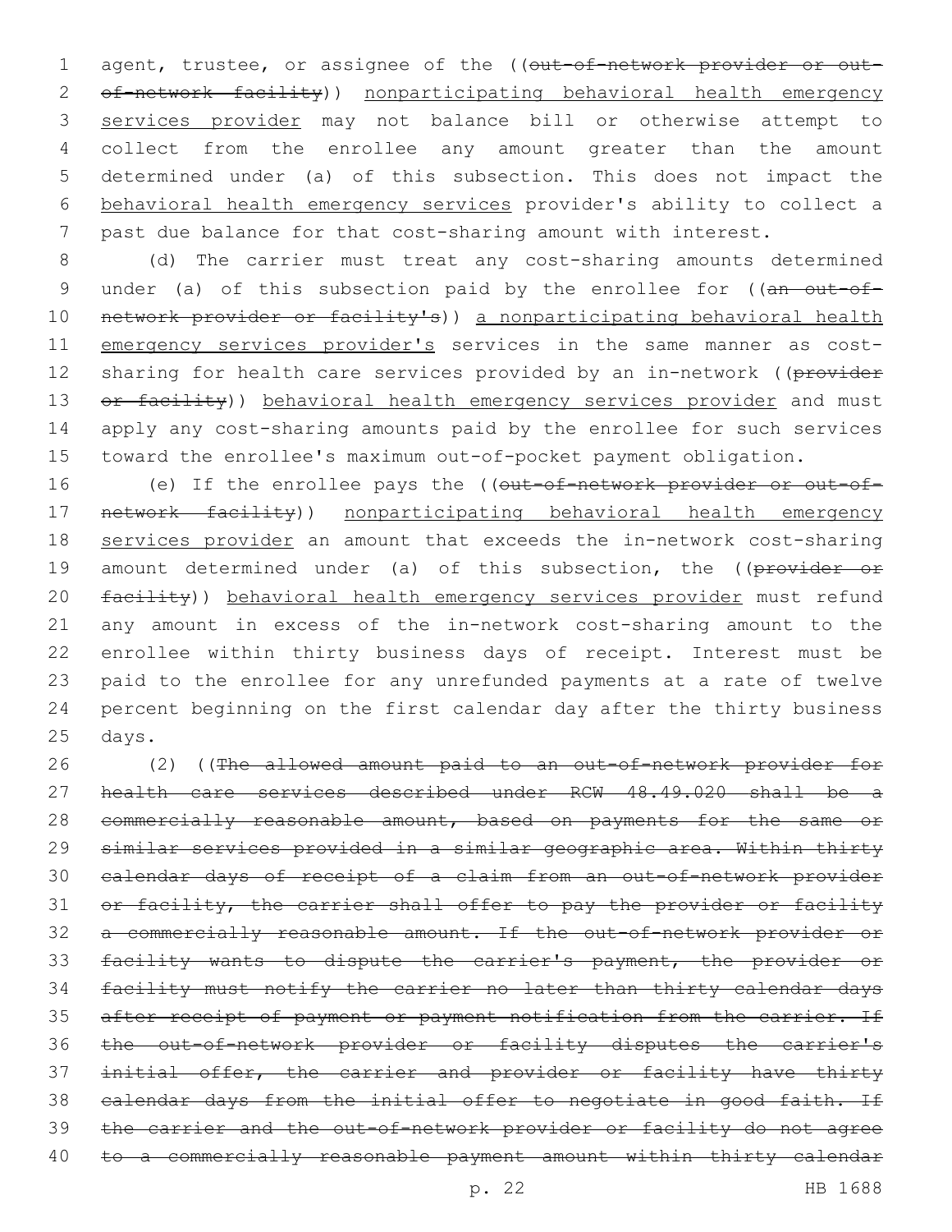agent, trustee, or assignee of the ((~~out-of-network provider or out-of-network facility~~)) <u>nonparticipating behavioral health emergency services provider</u> may not balance bill or otherwise attempt to collect from the enrollee any amount greater than the amount determined under (a) of this subsection. This does not impact the <u>behavioral health emergency services</u> provider's ability to collect a past due balance for that cost-sharing amount with interest.

(d) The carrier must treat any cost-sharing amounts determined under (a) of this subsection paid by the enrollee for ((~~an out-of-network provider or facility's~~)) <u>a nonparticipating behavioral health emergency services provider's</u> services in the same manner as cost-sharing for health care services provided by an in-network ((~~provider or facility~~)) <u>behavioral health emergency services provider</u> and must apply any cost-sharing amounts paid by the enrollee for such services toward the enrollee's maximum out-of-pocket payment obligation.

(e) If the enrollee pays the ((~~out-of-network provider or out-of-network facility~~)) <u>nonparticipating behavioral health emergency services provider</u> an amount that exceeds the in-network cost-sharing amount determined under (a) of this subsection, the ((~~provider or facility~~)) <u>behavioral health emergency services provider</u> must refund any amount in excess of the in-network cost-sharing amount to the enrollee within thirty business days of receipt. Interest must be paid to the enrollee for any unrefunded payments at a rate of twelve percent beginning on the first calendar day after the thirty business days.

(2) ((~~The allowed amount paid to an out-of-network provider for health care services described under RCW 48.49.020 shall be a commercially reasonable amount, based on payments for the same or similar services provided in a similar geographic area. Within thirty calendar days of receipt of a claim from an out-of-network provider or facility, the carrier shall offer to pay the provider or facility a commercially reasonable amount. If the out-of-network provider or facility wants to dispute the carrier's payment, the provider or facility must notify the carrier no later than thirty calendar days after receipt of payment or payment notification from the carrier. If the out-of-network provider or facility disputes the carrier's initial offer, the carrier and provider or facility have thirty calendar days from the initial offer to negotiate in good faith. If the carrier and the out-of-network provider or facility do not agree to a commercially reasonable payment amount within thirty calendar~~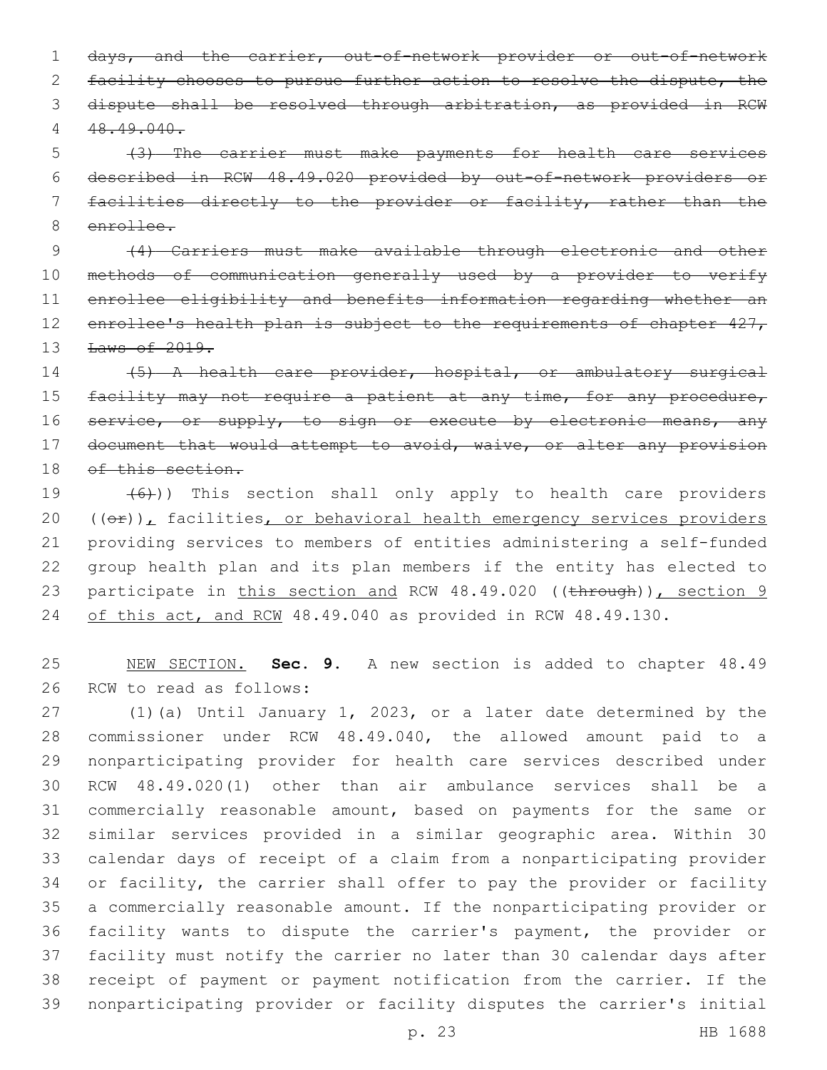~~days, and the carrier, out-of-network provider or out-of-network facility chooses to pursue further action to resolve the dispute, the dispute shall be resolved through arbitration, as provided in RCW 48.49.040.~~

~~(3) The carrier must make payments for health care services described in RCW 48.49.020 provided by out-of-network providers or facilities directly to the provider or facility, rather than the enrollee.~~

~~(4) Carriers must make available through electronic and other methods of communication generally used by a provider to verify enrollee eligibility and benefits information regarding whether an enrollee's health plan is subject to the requirements of chapter 427, Laws of 2019.~~

~~(5) A health care provider, hospital, or ambulatory surgical facility may not require a patient at any time, for any procedure, service, or supply, to sign or execute by electronic means, any document that would attempt to avoid, waive, or alter any provision of this section.~~

~~(6)~~)) This section shall only apply to health care providers ((~~or~~)), facilities, or behavioral health emergency services providers providing services to members of entities administering a self-funded group health plan and its plan members if the entity has elected to participate in this section and RCW 48.49.020 ((~~through~~)), section 9 of this act, and RCW 48.49.040 as provided in RCW 48.49.130.

NEW SECTION. **Sec. 9.** A new section is added to chapter 48.49 RCW to read as follows:

(1)(a) Until January 1, 2023, or a later date determined by the commissioner under RCW 48.49.040, the allowed amount paid to a nonparticipating provider for health care services described under RCW 48.49.020(1) other than air ambulance services shall be a commercially reasonable amount, based on payments for the same or similar services provided in a similar geographic area. Within 30 calendar days of receipt of a claim from a nonparticipating provider or facility, the carrier shall offer to pay the provider or facility a commercially reasonable amount. If the nonparticipating provider or facility wants to dispute the carrier's payment, the provider or facility must notify the carrier no later than 30 calendar days after receipt of payment or payment notification from the carrier. If the nonparticipating provider or facility disputes the carrier's initial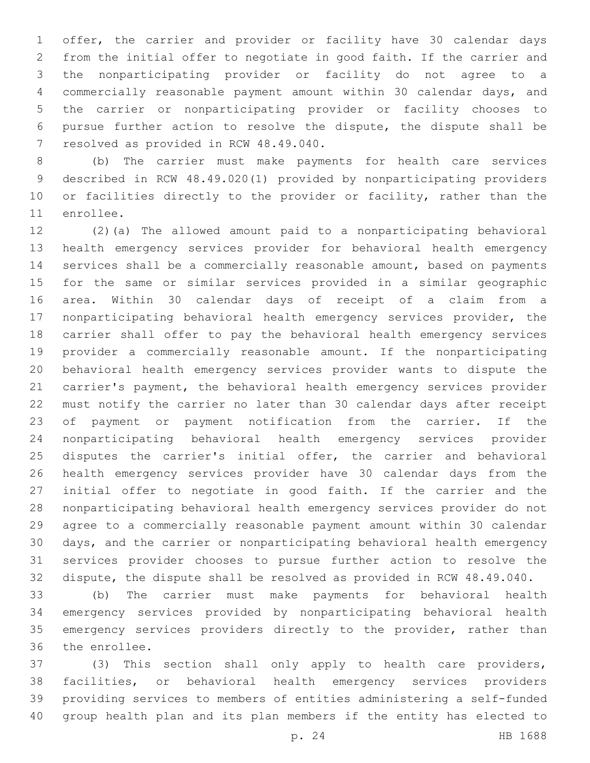offer, the carrier and provider or facility have 30 calendar days from the initial offer to negotiate in good faith. If the carrier and the nonparticipating provider or facility do not agree to a commercially reasonable payment amount within 30 calendar days, and the carrier or nonparticipating provider or facility chooses to pursue further action to resolve the dispute, the dispute shall be resolved as provided in RCW 48.49.040.

(b) The carrier must make payments for health care services described in RCW 48.49.020(1) provided by nonparticipating providers or facilities directly to the provider or facility, rather than the enrollee.

(2)(a) The allowed amount paid to a nonparticipating behavioral health emergency services provider for behavioral health emergency services shall be a commercially reasonable amount, based on payments for the same or similar services provided in a similar geographic area. Within 30 calendar days of receipt of a claim from a nonparticipating behavioral health emergency services provider, the carrier shall offer to pay the behavioral health emergency services provider a commercially reasonable amount. If the nonparticipating behavioral health emergency services provider wants to dispute the carrier's payment, the behavioral health emergency services provider must notify the carrier no later than 30 calendar days after receipt of payment or payment notification from the carrier. If the nonparticipating behavioral health emergency services provider disputes the carrier's initial offer, the carrier and behavioral health emergency services provider have 30 calendar days from the initial offer to negotiate in good faith. If the carrier and the nonparticipating behavioral health emergency services provider do not agree to a commercially reasonable payment amount within 30 calendar days, and the carrier or nonparticipating behavioral health emergency services provider chooses to pursue further action to resolve the dispute, the dispute shall be resolved as provided in RCW 48.49.040.

(b) The carrier must make payments for behavioral health emergency services provided by nonparticipating behavioral health emergency services providers directly to the provider, rather than the enrollee.

(3) This section shall only apply to health care providers, facilities, or behavioral health emergency services providers providing services to members of entities administering a self-funded group health plan and its plan members if the entity has elected to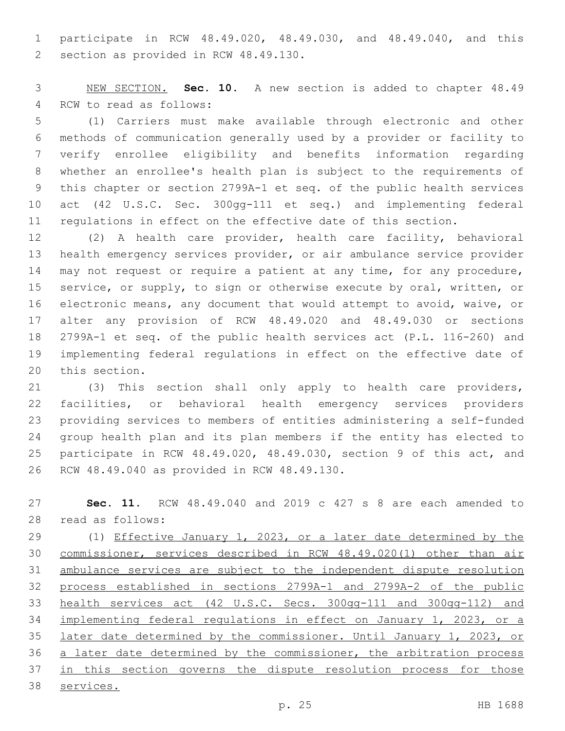participate in RCW 48.49.020, 48.49.030, and 48.49.040, and this section as provided in RCW 48.49.130.

<u>NEW SECTION.</u> **Sec. 10.** A new section is added to chapter 48.49 RCW to read as follows:

(1) Carriers must make available through electronic and other methods of communication generally used by a provider or facility to verify enrollee eligibility and benefits information regarding whether an enrollee's health plan is subject to the requirements of this chapter or section 2799A-1 et seq. of the public health services act (42 U.S.C. Sec. 300gg-111 et seq.) and implementing federal regulations in effect on the effective date of this section.

(2) A health care provider, health care facility, behavioral health emergency services provider, or air ambulance service provider may not request or require a patient at any time, for any procedure, service, or supply, to sign or otherwise execute by oral, written, or electronic means, any document that would attempt to avoid, waive, or alter any provision of RCW 48.49.020 and 48.49.030 or sections 2799A-1 et seq. of the public health services act (P.L. 116-260) and implementing federal regulations in effect on the effective date of this section.

(3) This section shall only apply to health care providers, facilities, or behavioral health emergency services providers providing services to members of entities administering a self-funded group health plan and its plan members if the entity has elected to participate in RCW 48.49.020, 48.49.030, section 9 of this act, and RCW 48.49.040 as provided in RCW 48.49.130.

**Sec. 11.** RCW 48.49.040 and 2019 c 427 s 8 are each amended to read as follows:

(1) <u>Effective January 1, 2023, or a later date determined by the commissioner, services described in RCW 48.49.020(1) other than air ambulance services are subject to the independent dispute resolution process established in sections 2799A-1 and 2799A-2 of the public health services act (42 U.S.C. Secs. 300gg-111 and 300gg-112) and implementing federal regulations in effect on January 1, 2023, or a later date determined by the commissioner. Until January 1, 2023, or a later date determined by the commissioner, the arbitration process in this section governs the dispute resolution process for those services.</u>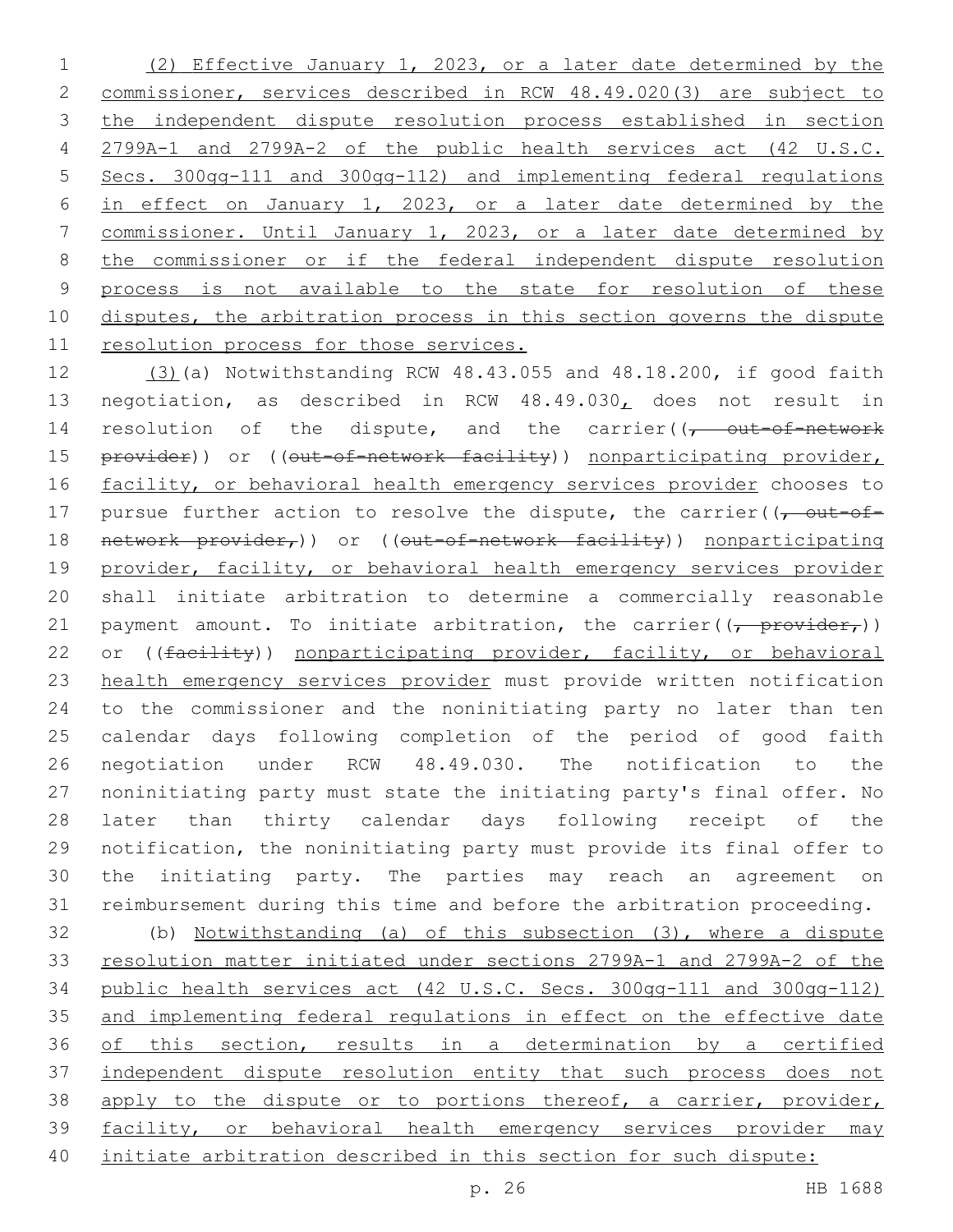(2) Effective January 1, 2023, or a later date determined by the commissioner, services described in RCW 48.49.020(3) are subject to the independent dispute resolution process established in section 2799A-1 and 2799A-2 of the public health services act (42 U.S.C. Secs. 300gg-111 and 300gg-112) and implementing federal regulations in effect on January 1, 2023, or a later date determined by the commissioner. Until January 1, 2023, or a later date determined by the commissioner or if the federal independent dispute resolution process is not available to the state for resolution of these disputes, the arbitration process in this section governs the dispute resolution process for those services.

(3)(a) Notwithstanding RCW 48.43.055 and 48.18.200, if good faith negotiation, as described in RCW 48.49.030, does not result in resolution of the dispute, and the carrier((~~, out-of-network provider~~)) or ((~~out-of-network facility~~)) nonparticipating provider, facility, or behavioral health emergency services provider chooses to pursue further action to resolve the dispute, the carrier((~~, out-of-network provider,~~)) or ((~~out-of-network facility~~)) nonparticipating provider, facility, or behavioral health emergency services provider shall initiate arbitration to determine a commercially reasonable payment amount. To initiate arbitration, the carrier((~~, provider,~~)) or ((~~facility~~)) nonparticipating provider, facility, or behavioral health emergency services provider must provide written notification to the commissioner and the noninitiating party no later than ten calendar days following completion of the period of good faith negotiation under RCW 48.49.030. The notification to the noninitiating party must state the initiating party's final offer. No later than thirty calendar days following receipt of the notification, the noninitiating party must provide its final offer to the initiating party. The parties may reach an agreement on reimbursement during this time and before the arbitration proceeding.

(b) Notwithstanding (a) of this subsection (3), where a dispute resolution matter initiated under sections 2799A-1 and 2799A-2 of the public health services act (42 U.S.C. Secs. 300gg-111 and 300gg-112) and implementing federal regulations in effect on the effective date of this section, results in a determination by a certified independent dispute resolution entity that such process does not apply to the dispute or to portions thereof, a carrier, provider, facility, or behavioral health emergency services provider may initiate arbitration described in this section for such dispute: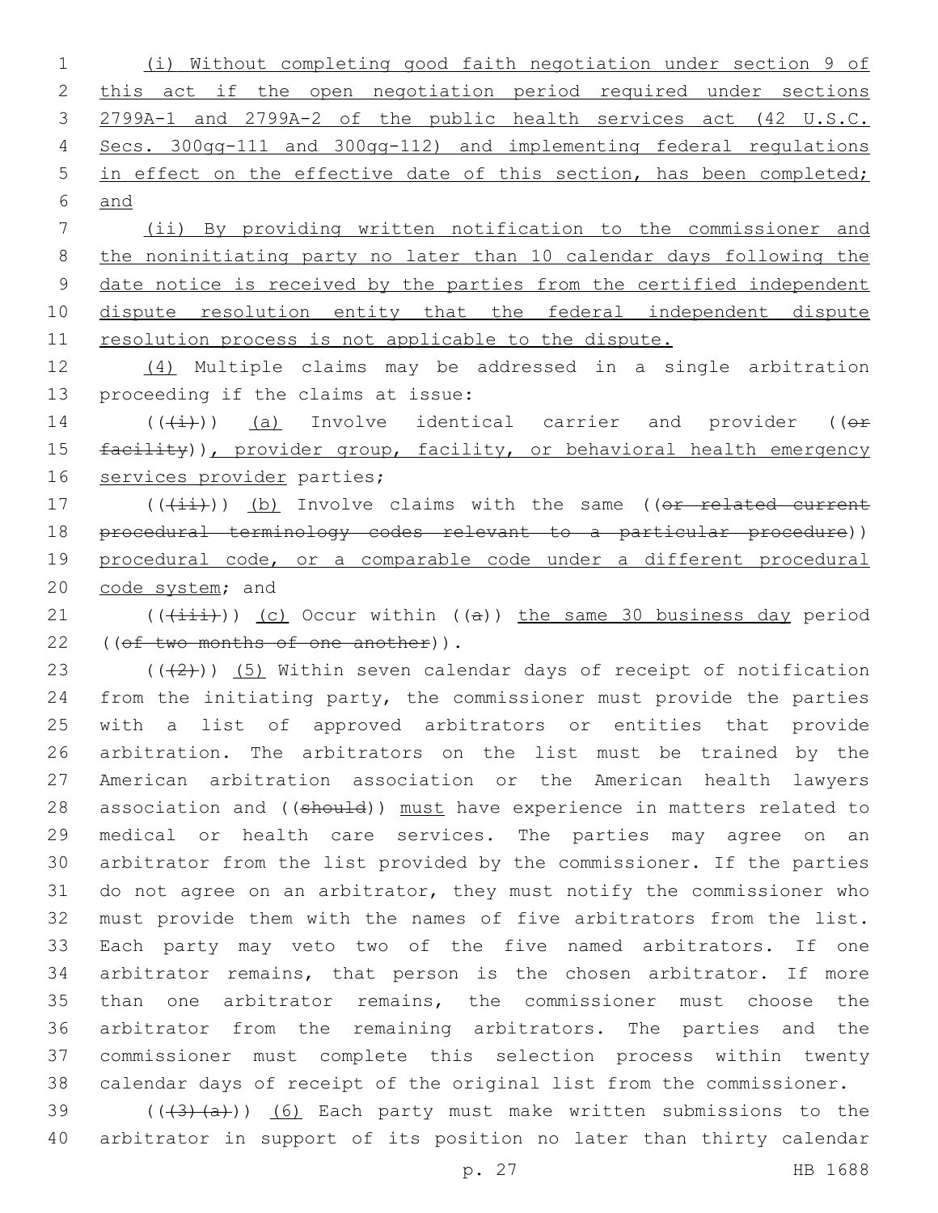(i) Without completing good faith negotiation under section 9 of this act if the open negotiation period required under sections 2799A-1 and 2799A-2 of the public health services act (42 U.S.C. Secs. 300gg-111 and 300gg-112) and implementing federal regulations in effect on the effective date of this section, has been completed; and

(ii) By providing written notification to the commissioner and the noninitiating party no later than 10 calendar days following the date notice is received by the parties from the certified independent dispute resolution entity that the federal independent dispute resolution process is not applicable to the dispute.

(4) Multiple claims may be addressed in a single arbitration proceeding if the claims at issue:

(((i))) (a) Involve identical carrier and provider ((or facility)), provider group, facility, or behavioral health emergency services provider parties;

(((ii))) (b) Involve claims with the same ((or related current procedural terminology codes relevant to a particular procedure)) procedural code, or a comparable code under a different procedural code system; and

(((iii))) (c) Occur within ((a)) the same 30 business day period ((of two months of one another)).

(((2))) (5) Within seven calendar days of receipt of notification from the initiating party, the commissioner must provide the parties with a list of approved arbitrators or entities that provide arbitration. The arbitrators on the list must be trained by the American arbitration association or the American health lawyers association and ((should)) must have experience in matters related to medical or health care services. The parties may agree on an arbitrator from the list provided by the commissioner. If the parties do not agree on an arbitrator, they must notify the commissioner who must provide them with the names of five arbitrators from the list. Each party may veto two of the five named arbitrators. If one arbitrator remains, that person is the chosen arbitrator. If more than one arbitrator remains, the commissioner must choose the arbitrator from the remaining arbitrators. The parties and the commissioner must complete this selection process within twenty calendar days of receipt of the original list from the commissioner.

(((3)(a))) (6) Each party must make written submissions to the arbitrator in support of its position no later than thirty calendar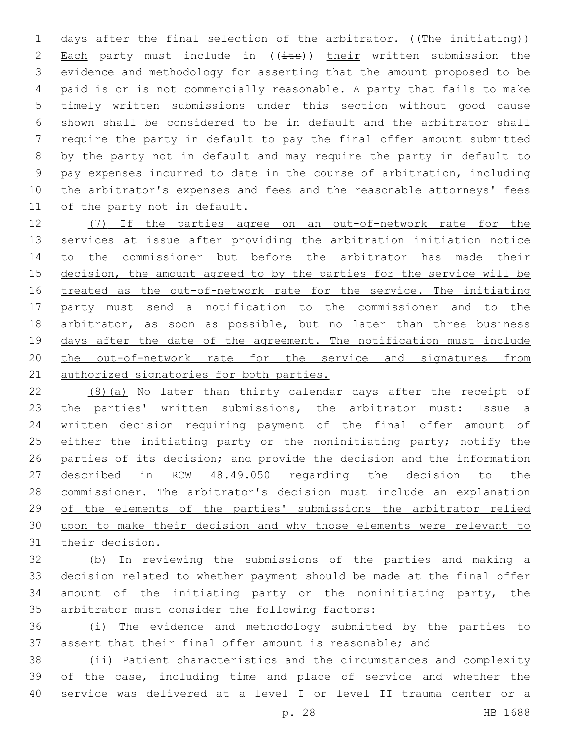days after the final selection of the arbitrator. ((~~The initiating~~)) <u>Each</u> party must include in ((~~its~~)) <u>their</u> written submission the evidence and methodology for asserting that the amount proposed to be paid is or is not commercially reasonable. A party that fails to make timely written submissions under this section without good cause shown shall be considered to be in default and the arbitrator shall require the party in default to pay the final offer amount submitted by the party not in default and may require the party in default to pay expenses incurred to date in the course of arbitration, including the arbitrator's expenses and fees and the reasonable attorneys' fees of the party not in default.

<u>(7) If the parties agree on an out-of-network rate for the services at issue after providing the arbitration initiation notice to the commissioner but before the arbitrator has made their decision, the amount agreed to by the parties for the service will be treated as the out-of-network rate for the service. The initiating party must send a notification to the commissioner and to the arbitrator, as soon as possible, but no later than three business days after the date of the agreement. The notification must include the out-of-network rate for the service and signatures from authorized signatories for both parties.</u>

<u>(8)</u>(a) No later than thirty calendar days after the receipt of the parties' written submissions, the arbitrator must: Issue a written decision requiring payment of the final offer amount of either the initiating party or the noninitiating party; notify the parties of its decision; and provide the decision and the information described in RCW 48.49.050 regarding the decision to the commissioner. <u>The arbitrator's decision must include an explanation of the elements of the parties' submissions the arbitrator relied upon to make their decision and why those elements were relevant to their decision.</u>

(b) In reviewing the submissions of the parties and making a decision related to whether payment should be made at the final offer amount of the initiating party or the noninitiating party, the arbitrator must consider the following factors:

(i) The evidence and methodology submitted by the parties to assert that their final offer amount is reasonable; and

(ii) Patient characteristics and the circumstances and complexity of the case, including time and place of service and whether the service was delivered at a level I or level II trauma center or a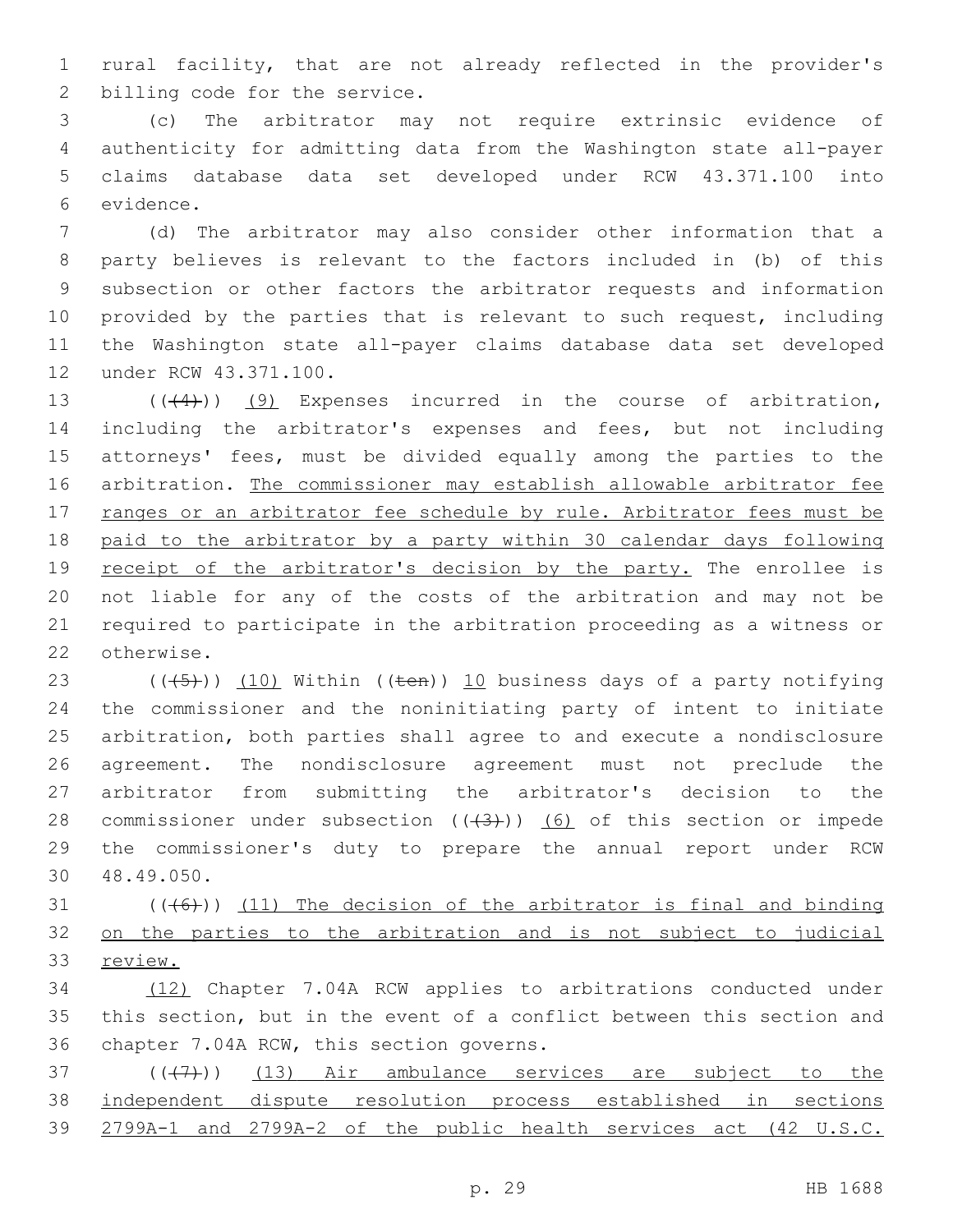rural facility, that are not already reflected in the provider's billing code for the service.

(c) The arbitrator may not require extrinsic evidence of authenticity for admitting data from the Washington state all-payer claims database data set developed under RCW 43.371.100 into evidence.

(d) The arbitrator may also consider other information that a party believes is relevant to the factors included in (b) of this subsection or other factors the arbitrator requests and information provided by the parties that is relevant to such request, including the Washington state all-payer claims database data set developed under RCW 43.371.100.

(((4))) <u>(9)</u> Expenses incurred in the course of arbitration, including the arbitrator's expenses and fees, but not including attorneys' fees, must be divided equally among the parties to the arbitration. <u>The commissioner may establish allowable arbitrator fee ranges or an arbitrator fee schedule by rule. Arbitrator fees must be paid to the arbitrator by a party within 30 calendar days following receipt of the arbitrator's decision by the party.</u> The enrollee is not liable for any of the costs of the arbitration and may not be required to participate in the arbitration proceeding as a witness or otherwise.

(((5))) <u>(10)</u> Within ((~~ten~~)) <u>10</u> business days of a party notifying the commissioner and the noninitiating party of intent to initiate arbitration, both parties shall agree to and execute a nondisclosure agreement. The nondisclosure agreement must not preclude the arbitrator from submitting the arbitrator's decision to the commissioner under subsection (((3))) <u>(6)</u> of this section or impede the commissioner's duty to prepare the annual report under RCW 48.49.050.

(((6))) <u>(11) The decision of the arbitrator is final and binding on the parties to the arbitration and is not subject to judicial review.</u>

<u>(12)</u> Chapter 7.04A RCW applies to arbitrations conducted under this section, but in the event of a conflict between this section and chapter 7.04A RCW, this section governs.

(((7))) <u>(13) Air ambulance services are subject to the independent dispute resolution process established in sections 2799A-1 and 2799A-2 of the public health services act (42 U.S.C.</u>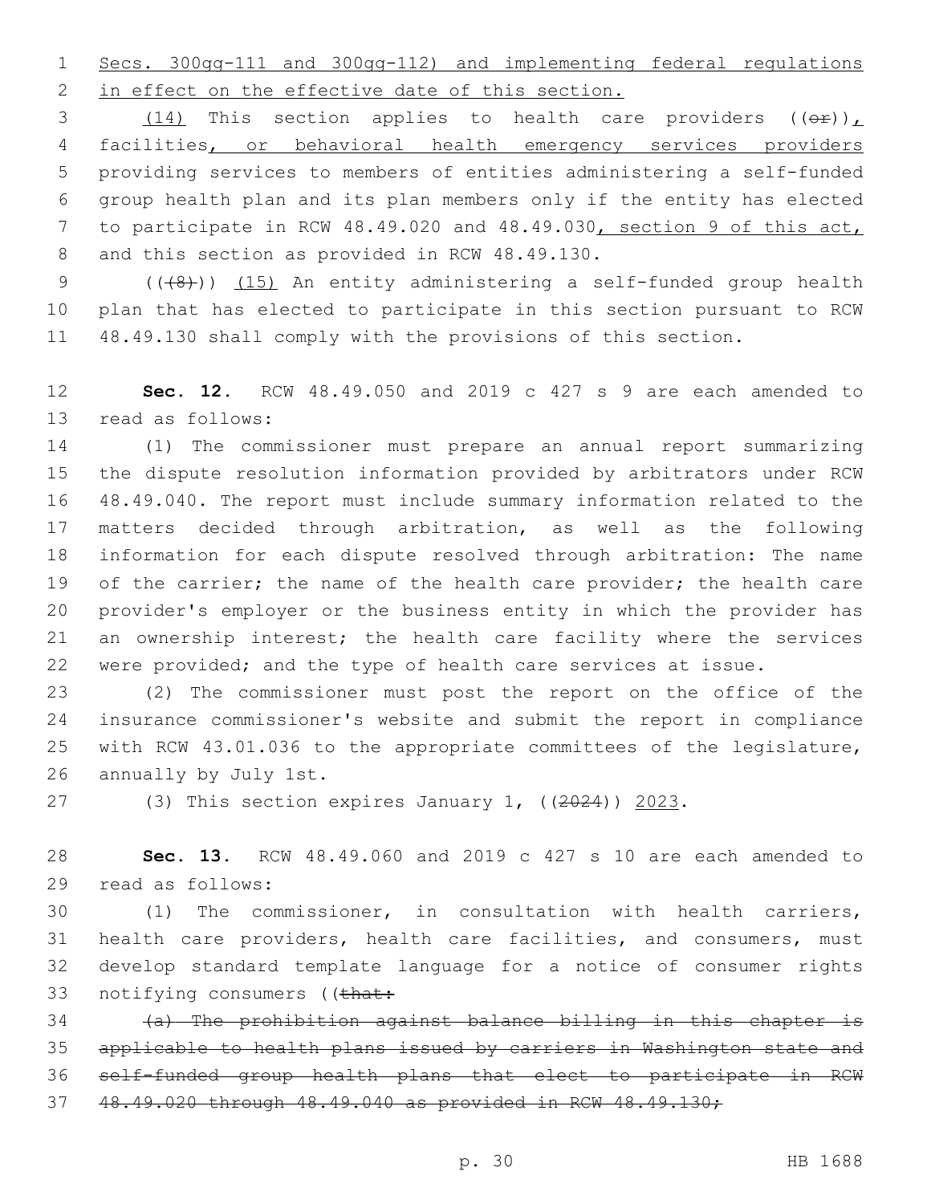Secs. 300gg-111 and 300gg-112) and implementing federal regulations in effect on the effective date of this section.

(14) This section applies to health care providers ((~~or~~)), facilities, or behavioral health emergency services providers providing services to members of entities administering a self-funded group health plan and its plan members only if the entity has elected to participate in RCW 48.49.020 and 48.49.030, section 9 of this act, and this section as provided in RCW 48.49.130.

((~~(8)~~)) (15) An entity administering a self-funded group health plan that has elected to participate in this section pursuant to RCW 48.49.130 shall comply with the provisions of this section.

**Sec. 12.** RCW 48.49.050 and 2019 c 427 s 9 are each amended to read as follows:

(1) The commissioner must prepare an annual report summarizing the dispute resolution information provided by arbitrators under RCW 48.49.040. The report must include summary information related to the matters decided through arbitration, as well as the following information for each dispute resolved through arbitration: The name of the carrier; the name of the health care provider; the health care provider's employer or the business entity in which the provider has an ownership interest; the health care facility where the services were provided; and the type of health care services at issue.

(2) The commissioner must post the report on the office of the insurance commissioner's website and submit the report in compliance with RCW 43.01.036 to the appropriate committees of the legislature, annually by July 1st.

(3) This section expires January 1, ((~~2024~~)) 2023.

**Sec. 13.** RCW 48.49.060 and 2019 c 427 s 10 are each amended to read as follows:

(1) The commissioner, in consultation with health carriers, health care providers, health care facilities, and consumers, must develop standard template language for a notice of consumer rights notifying consumers ((~~that:~~

~~(a) The prohibition against balance billing in this chapter is applicable to health plans issued by carriers in Washington state and self-funded group health plans that elect to participate in RCW 48.49.020 through 48.49.040 as provided in RCW 48.49.130;~~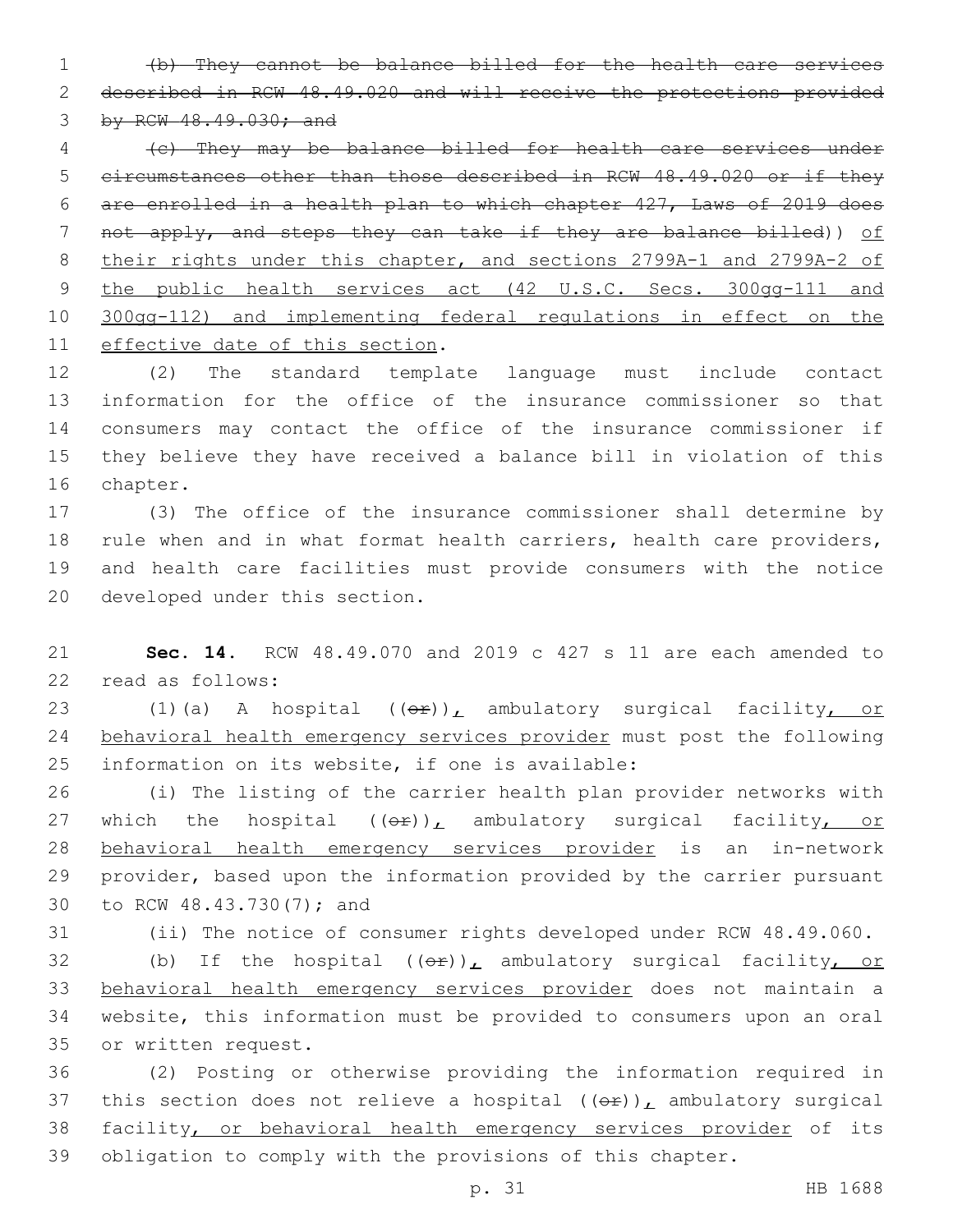~~(b) They cannot be balance billed for the health care services described in RCW 48.49.020 and will receive the protections provided by RCW 48.49.030; and~~

~~(c) They may be balance billed for health care services under circumstances other than those described in RCW 48.49.020 or if they are enrolled in a health plan to which chapter 427, Laws of 2019 does not apply, and steps they can take if they are balance billed~~)) <u>of their rights under this chapter, and sections 2799A-1 and 2799A-2 of the public health services act (42 U.S.C. Secs. 300gg-111 and 300gg-112) and implementing federal regulations in effect on the effective date of this section</u>.

(2) The standard template language must include contact information for the office of the insurance commissioner so that consumers may contact the office of the insurance commissioner if they believe they have received a balance bill in violation of this chapter.

(3) The office of the insurance commissioner shall determine by rule when and in what format health carriers, health care providers, and health care facilities must provide consumers with the notice developed under this section.

**Sec. 14.** RCW 48.49.070 and 2019 c 427 s 11 are each amended to read as follows:

(1)(a) A hospital ((~~or~~))<u>,</u> ambulatory surgical facility<u>, or behavioral health emergency services provider</u> must post the following information on its website, if one is available:

(i) The listing of the carrier health plan provider networks with which the hospital ((~~or~~))<u>,</u> ambulatory surgical facility<u>, or behavioral health emergency services provider</u> is an in-network provider, based upon the information provided by the carrier pursuant to RCW 48.43.730(7); and

(ii) The notice of consumer rights developed under RCW 48.49.060.

(b) If the hospital ((~~or~~))<u>,</u> ambulatory surgical facility<u>, or behavioral health emergency services provider</u> does not maintain a website, this information must be provided to consumers upon an oral or written request.

(2) Posting or otherwise providing the information required in this section does not relieve a hospital ((~~or~~))<u>,</u> ambulatory surgical facility<u>, or behavioral health emergency services provider</u> of its obligation to comply with the provisions of this chapter.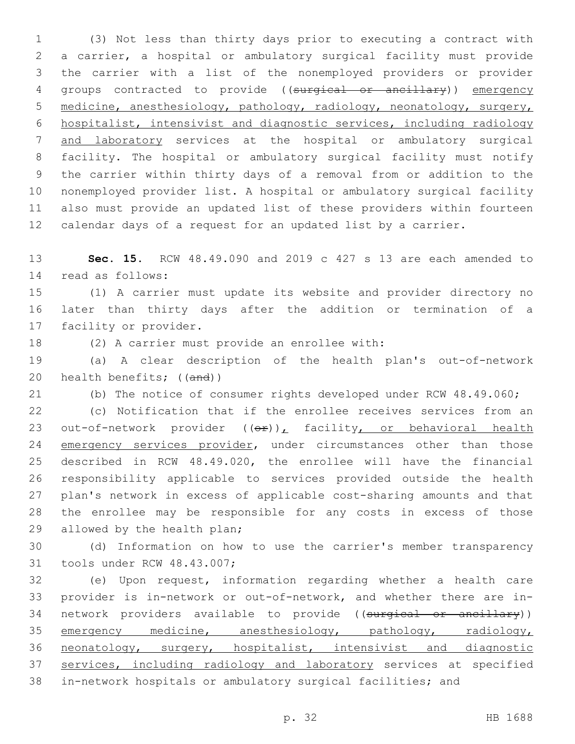(3) Not less than thirty days prior to executing a contract with a carrier, a hospital or ambulatory surgical facility must provide the carrier with a list of the nonemployed providers or provider groups contracted to provide ((~~surgical or ancillary~~)) emergency medicine, anesthesiology, pathology, radiology, neonatology, surgery, hospitalist, intensivist and diagnostic services, including radiology and laboratory services at the hospital or ambulatory surgical facility. The hospital or ambulatory surgical facility must notify the carrier within thirty days of a removal from or addition to the nonemployed provider list. A hospital or ambulatory surgical facility also must provide an updated list of these providers within fourteen calendar days of a request for an updated list by a carrier.

**Sec. 15.** RCW 48.49.090 and 2019 c 427 s 13 are each amended to read as follows:

(1) A carrier must update its website and provider directory no later than thirty days after the addition or termination of a facility or provider.

(2) A carrier must provide an enrollee with:

(a) A clear description of the health plan's out-of-network health benefits; ((~~and~~))

(b) The notice of consumer rights developed under RCW 48.49.060;

(c) Notification that if the enrollee receives services from an out-of-network provider ((~~or~~)), facility, or behavioral health emergency services provider, under circumstances other than those described in RCW 48.49.020, the enrollee will have the financial responsibility applicable to services provided outside the health plan's network in excess of applicable cost-sharing amounts and that the enrollee may be responsible for any costs in excess of those allowed by the health plan;

(d) Information on how to use the carrier's member transparency tools under RCW 48.43.007;

(e) Upon request, information regarding whether a health care provider is in-network or out-of-network, and whether there are in-network providers available to provide ((~~surgical or ancillary~~)) emergency medicine, anesthesiology, pathology, radiology, neonatology, surgery, hospitalist, intensivist and diagnostic services, including radiology and laboratory services at specified in-network hospitals or ambulatory surgical facilities; and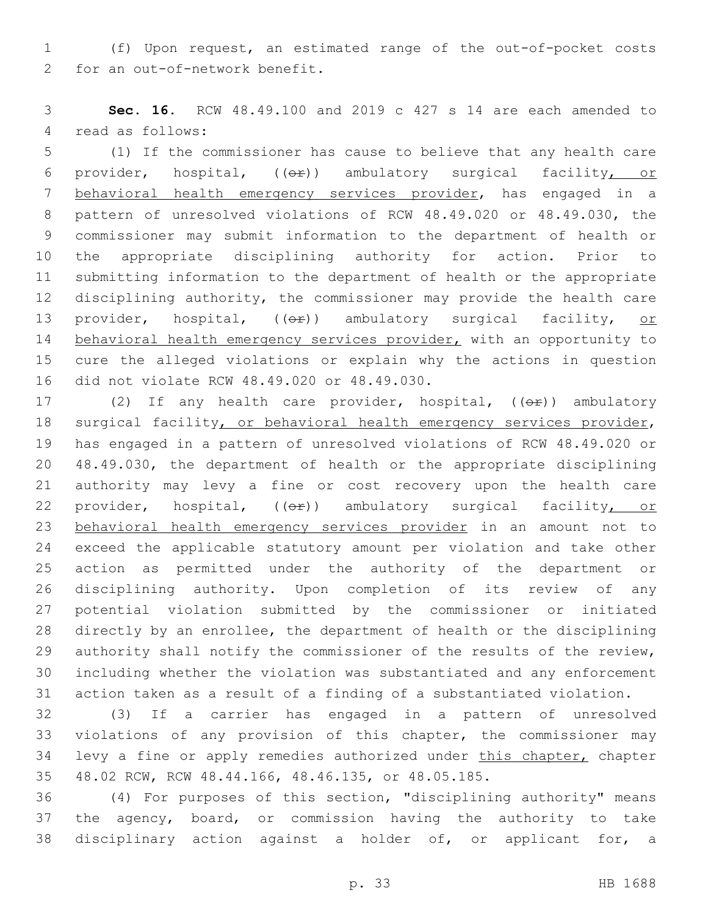(f) Upon request, an estimated range of the out-of-pocket costs for an out-of-network benefit.

**Sec. 16.** RCW 48.49.100 and 2019 c 427 s 14 are each amended to read as follows:

(1) If the commissioner has cause to believe that any health care provider, hospital, ((or)) ambulatory surgical facility, or behavioral health emergency services provider, has engaged in a pattern of unresolved violations of RCW 48.49.020 or 48.49.030, the commissioner may submit information to the department of health or the appropriate disciplining authority for action. Prior to submitting information to the department of health or the appropriate disciplining authority, the commissioner may provide the health care provider, hospital, ((or)) ambulatory surgical facility, or behavioral health emergency services provider, with an opportunity to cure the alleged violations or explain why the actions in question did not violate RCW 48.49.020 or 48.49.030.

(2) If any health care provider, hospital, ((or)) ambulatory surgical facility, or behavioral health emergency services provider, has engaged in a pattern of unresolved violations of RCW 48.49.020 or 48.49.030, the department of health or the appropriate disciplining authority may levy a fine or cost recovery upon the health care provider, hospital, ((or)) ambulatory surgical facility, or behavioral health emergency services provider in an amount not to exceed the applicable statutory amount per violation and take other action as permitted under the authority of the department or disciplining authority. Upon completion of its review of any potential violation submitted by the commissioner or initiated directly by an enrollee, the department of health or the disciplining authority shall notify the commissioner of the results of the review, including whether the violation was substantiated and any enforcement action taken as a result of a finding of a substantiated violation.

(3) If a carrier has engaged in a pattern of unresolved violations of any provision of this chapter, the commissioner may levy a fine or apply remedies authorized under this chapter, chapter 48.02 RCW, RCW 48.44.166, 48.46.135, or 48.05.185.

(4) For purposes of this section, "disciplining authority" means the agency, board, or commission having the authority to take disciplinary action against a holder of, or applicant for, a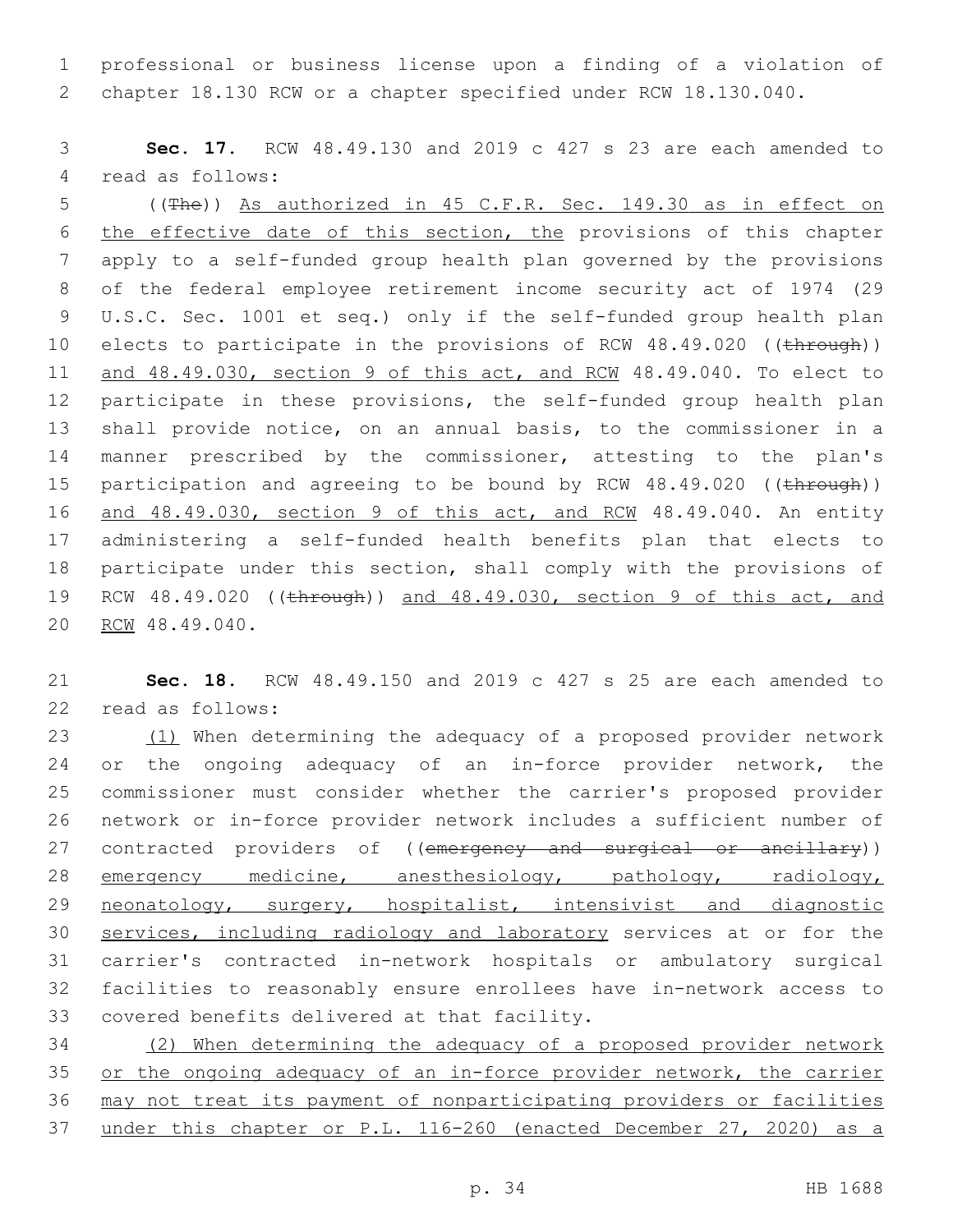professional or business license upon a finding of a violation of chapter 18.130 RCW or a chapter specified under RCW 18.130.040.

**Sec. 17.** RCW 48.49.130 and 2019 c 427 s 23 are each amended to read as follows:

((~~The~~)) As authorized in 45 C.F.R. Sec. 149.30 as in effect on the effective date of this section, the provisions of this chapter apply to a self-funded group health plan governed by the provisions of the federal employee retirement income security act of 1974 (29 U.S.C. Sec. 1001 et seq.) only if the self-funded group health plan elects to participate in the provisions of RCW 48.49.020 ((~~through~~)) and 48.49.030, section 9 of this act, and RCW 48.49.040. To elect to participate in these provisions, the self-funded group health plan shall provide notice, on an annual basis, to the commissioner in a manner prescribed by the commissioner, attesting to the plan's participation and agreeing to be bound by RCW 48.49.020 ((~~through~~)) and 48.49.030, section 9 of this act, and RCW 48.49.040. An entity administering a self-funded health benefits plan that elects to participate under this section, shall comply with the provisions of RCW 48.49.020 ((~~through~~)) and 48.49.030, section 9 of this act, and RCW 48.49.040.

**Sec. 18.** RCW 48.49.150 and 2019 c 427 s 25 are each amended to read as follows:

(1) When determining the adequacy of a proposed provider network or the ongoing adequacy of an in-force provider network, the commissioner must consider whether the carrier's proposed provider network or in-force provider network includes a sufficient number of contracted providers of ((~~emergency and surgical or ancillary~~)) emergency medicine, anesthesiology, pathology, radiology, neonatology, surgery, hospitalist, intensivist and diagnostic services, including radiology and laboratory services at or for the carrier's contracted in-network hospitals or ambulatory surgical facilities to reasonably ensure enrollees have in-network access to covered benefits delivered at that facility.

(2) When determining the adequacy of a proposed provider network or the ongoing adequacy of an in-force provider network, the carrier may not treat its payment of nonparticipating providers or facilities under this chapter or P.L. 116-260 (enacted December 27, 2020) as a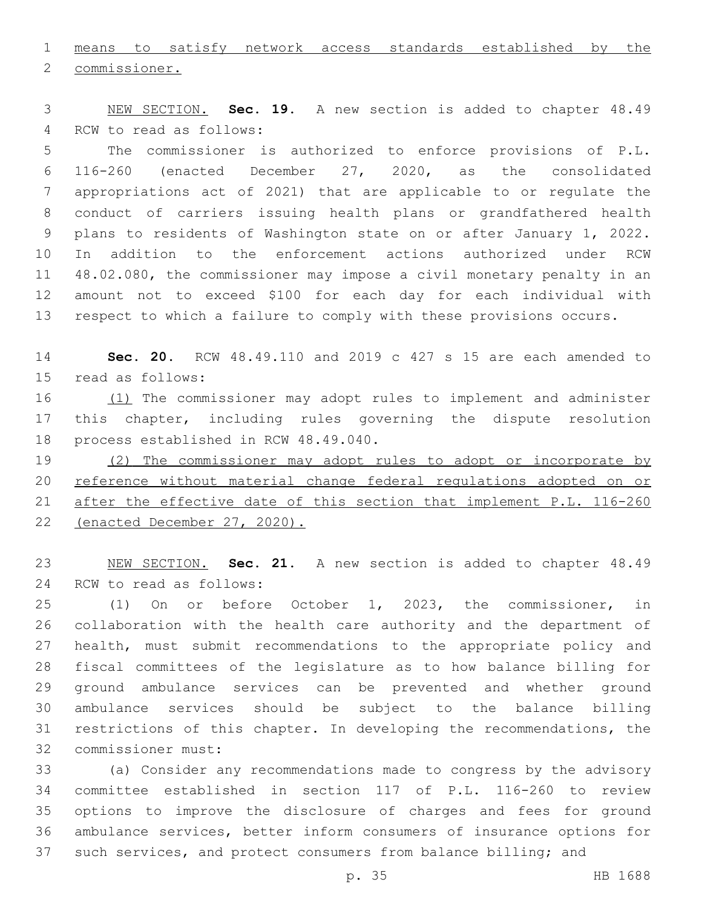means to satisfy network access standards established by the commissioner.

NEW SECTION. **Sec. 19.** A new section is added to chapter 48.49 RCW to read as follows:

The commissioner is authorized to enforce provisions of P.L. 116-260 (enacted December 27, 2020, as the consolidated appropriations act of 2021) that are applicable to or regulate the conduct of carriers issuing health plans or grandfathered health plans to residents of Washington state on or after January 1, 2022. In addition to the enforcement actions authorized under RCW 48.02.080, the commissioner may impose a civil monetary penalty in an amount not to exceed $100 for each day for each individual with respect to which a failure to comply with these provisions occurs.

**Sec. 20.** RCW 48.49.110 and 2019 c 427 s 15 are each amended to read as follows:

(1) The commissioner may adopt rules to implement and administer this chapter, including rules governing the dispute resolution process established in RCW 48.49.040.

(2) The commissioner may adopt rules to adopt or incorporate by reference without material change federal regulations adopted on or after the effective date of this section that implement P.L. 116-260 (enacted December 27, 2020).

NEW SECTION. **Sec. 21.** A new section is added to chapter 48.49 RCW to read as follows:

(1) On or before October 1, 2023, the commissioner, in collaboration with the health care authority and the department of health, must submit recommendations to the appropriate policy and fiscal committees of the legislature as to how balance billing for ground ambulance services can be prevented and whether ground ambulance services should be subject to the balance billing restrictions of this chapter. In developing the recommendations, the commissioner must:

(a) Consider any recommendations made to congress by the advisory committee established in section 117 of P.L. 116-260 to review options to improve the disclosure of charges and fees for ground ambulance services, better inform consumers of insurance options for such services, and protect consumers from balance billing; and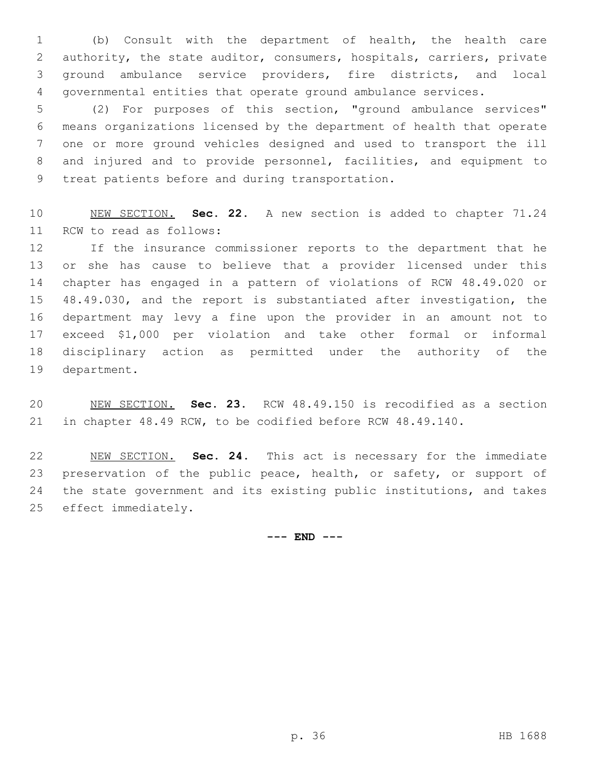(b) Consult with the department of health, the health care authority, the state auditor, consumers, hospitals, carriers, private ground ambulance service providers, fire districts, and local governmental entities that operate ground ambulance services.

(2) For purposes of this section, "ground ambulance services" means organizations licensed by the department of health that operate one or more ground vehicles designed and used to transport the ill and injured and to provide personnel, facilities, and equipment to treat patients before and during transportation.

NEW SECTION. **Sec. 22.** A new section is added to chapter 71.24 RCW to read as follows:

If the insurance commissioner reports to the department that he or she has cause to believe that a provider licensed under this chapter has engaged in a pattern of violations of RCW 48.49.020 or 48.49.030, and the report is substantiated after investigation, the department may levy a fine upon the provider in an amount not to exceed $1,000 per violation and take other formal or informal disciplinary action as permitted under the authority of the department.

NEW SECTION. **Sec. 23.** RCW 48.49.150 is recodified as a section in chapter 48.49 RCW, to be codified before RCW 48.49.140.

NEW SECTION. **Sec. 24.** This act is necessary for the immediate preservation of the public peace, health, or safety, or support of the state government and its existing public institutions, and takes effect immediately.

**--- END ---**